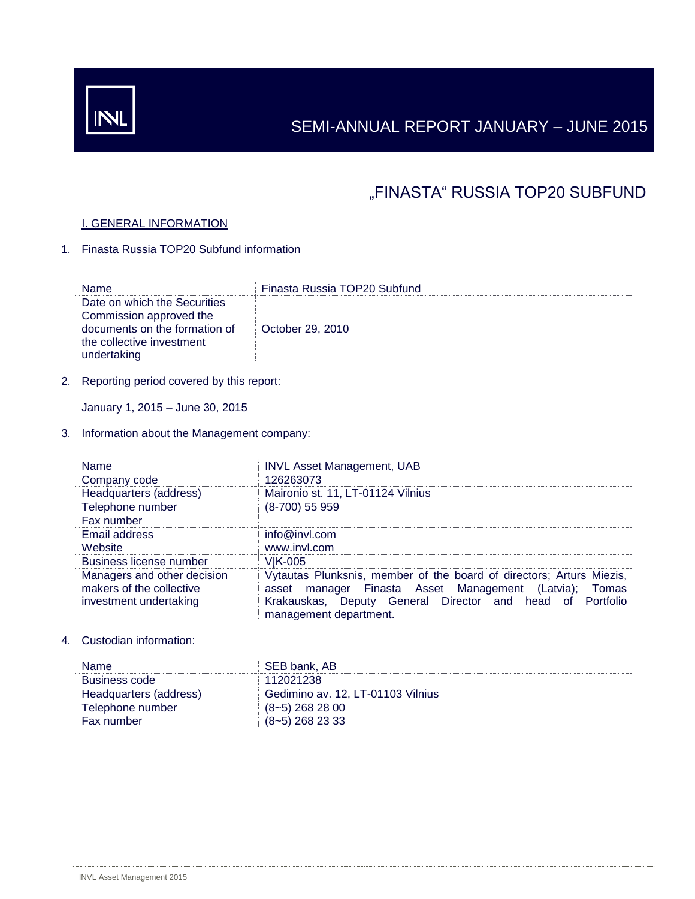# SEMI-ANNUAL REPORT JANUARY – JUNE 2015

# „FINASTA“ RUSSIA TOP20 SUBFUND

## I. GENERAL INFORMATION

1. Finasta Russia TOP20 Subfund information

| Name | Finasta Russia TOP20 Subfund |
|---|---|
| Date on which the Securities Commission approved the documents on the formation of the collective investment undertaking | October 29, 2010 |

2. Reporting period covered by this report:

   January 1, 2015 – June 30, 2015

3. Information about the Management company:

| Name | INVL Asset Management, UAB |
|---|---|
| Company code | 126263073 |
| Headquarters (address) | Maironio st. 11, LT-01124 Vilnius |
| Telephone number | (8-700) 55 959 |
| Fax number | |
| Email address | info@invl.com |
| Website | www.invl.com |
| Business license number | VĮK-005 |
| Managers and other decision makers of the collective investment undertaking | Vytautas Plunksnis, member of the board of directors; Arturs Miezis, asset manager Finasta Asset Management (Latvia); Tomas Krakauskas, Deputy General Director and head of Portfolio management department. |

4. Custodian information:

| Name | SEB bank, AB |
|---|---|
| Business code | 112021238 |
| Headquarters (address) | Gedimino av. 12, LT-01103 Vilnius |
| Telephone number | (8~5) 268 28 00 |
| Fax number | (8~5) 268 23 33 |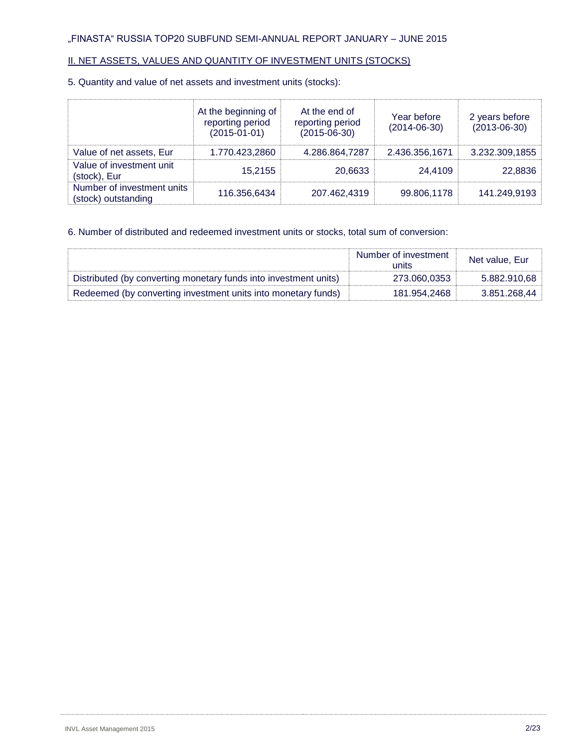„FINASTA" RUSSIA TOP20 SUBFUND SEMI-ANNUAL REPORT JANUARY – JUNE 2015

## II. NET ASSETS, VALUES AND QUANTITY OF INVESTMENT UNITS (STOCKS)

5. Quantity and value of net assets and investment units (stocks):

| | At the beginning of reporting period (2015-01-01) | At the end of reporting period (2015-06-30) | Year before (2014-06-30) | 2 years before (2013-06-30) |
|---|---|---|---|---|
| Value of net assets, Eur | 1.770.423,2860 | 4.286.864,7287 | 2.436.356,1671 | 3.232.309,1855 |
| Value of investment unit (stock), Eur | 15,2155 | 20,6633 | 24,4109 | 22,8836 |
| Number of investment units (stock) outstanding | 116.356,6434 | 207.462,4319 | 99.806,1178 | 141.249,9193 |

6. Number of distributed and redeemed investment units or stocks, total sum of conversion:

| | Number of investment units | Net value, Eur |
|---|---|---|
| Distributed (by converting monetary funds into investment units) | 273.060,0353 | 5.882.910,68 |
| Redeemed (by converting investment units into monetary funds) | 181.954,2468 | 3.851.268,44 |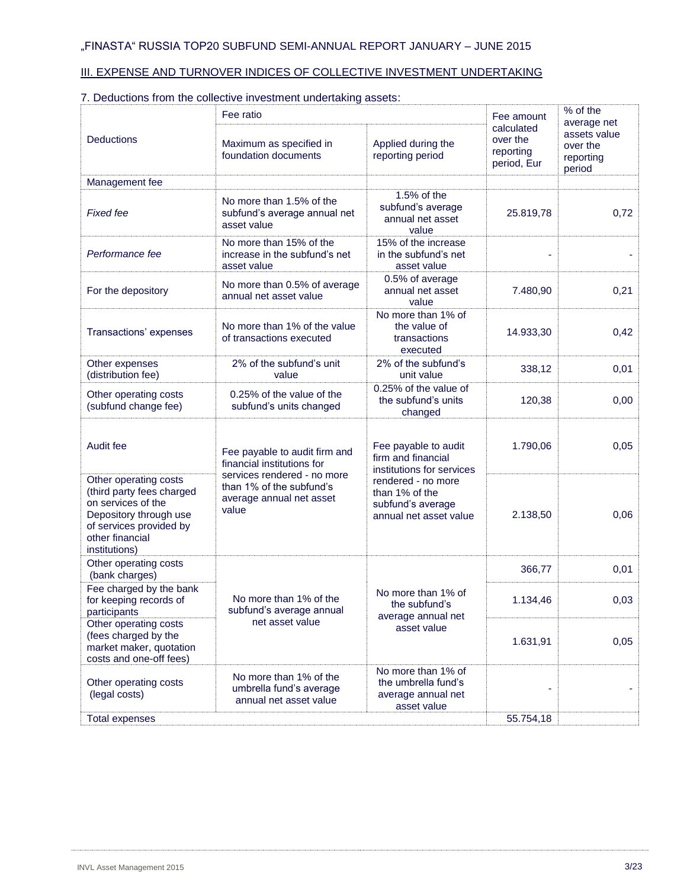„FINASTA“ RUSSIA TOP20 SUBFUND SEMI-ANNUAL REPORT JANUARY – JUNE 2015

## III. EXPENSE AND TURNOVER INDICES OF COLLECTIVE INVESTMENT UNDERTAKING

7. Deductions from the collective investment undertaking assets:

| Deductions | Fee ratio | | Fee amount calculated over the reporting period, Eur | % of the average net assets value over the reporting period |
|---|---|---|---|---|
| | Maximum as specified in foundation documents | Applied during the reporting period | | |
| Management fee | | | | |
| *Fixed fee* | No more than 1.5% of the subfund's average annual net asset value | 1.5% of the subfund's average annual net asset value | 25.819,78 | 0,72 |
| *Performance fee* | No more than 15% of the increase in the subfund's net asset value | 15% of the increase in the subfund's net asset value | - | - |
| For the depository | No more than 0.5% of average annual net asset value | 0.5% of average annual net asset value | 7.480,90 | 0,21 |
| Transactions' expenses | No more than 1% of the value of transactions executed | No more than 1% of the value of transactions executed | 14.933,30 | 0,42 |
| Other expenses (distribution fee) | 2% of the subfund's unit value | 2% of the subfund's unit value | 338,12 | 0,01 |
| Other operating costs (subfund change fee) | 0.25% of the value of the subfund's units changed | 0.25% of the value of the subfund's units changed | 120,38 | 0,00 |
| Audit fee | Fee payable to audit firm and financial institutions for services rendered - no more than 1% of the subfund's average annual net asset value | Fee payable to audit firm and financial institutions for services rendered - no more than 1% of the subfund's average annual net asset value | 1.790,06 | 0,05 |
| Other operating costs (third party fees charged on services of the Depository through use of services provided by other financial institutions) | | | 2.138,50 | 0,06 |
| Other operating costs (bank charges) | No more than 1% of the subfund's average annual net asset value | No more than 1% of the subfund's average annual net asset value | 366,77 | 0,01 |
| Fee charged by the bank for keeping records of participants | | | 1.134,46 | 0,03 |
| Other operating costs (fees charged by the market maker, quotation costs and one-off fees) | | | 1.631,91 | 0,05 |
| Other operating costs (legal costs) | No more than 1% of the umbrella fund's average annual net asset value | No more than 1% of the umbrella fund's average annual net asset value | - | - |
| Total expenses | | | 55.754,18 | |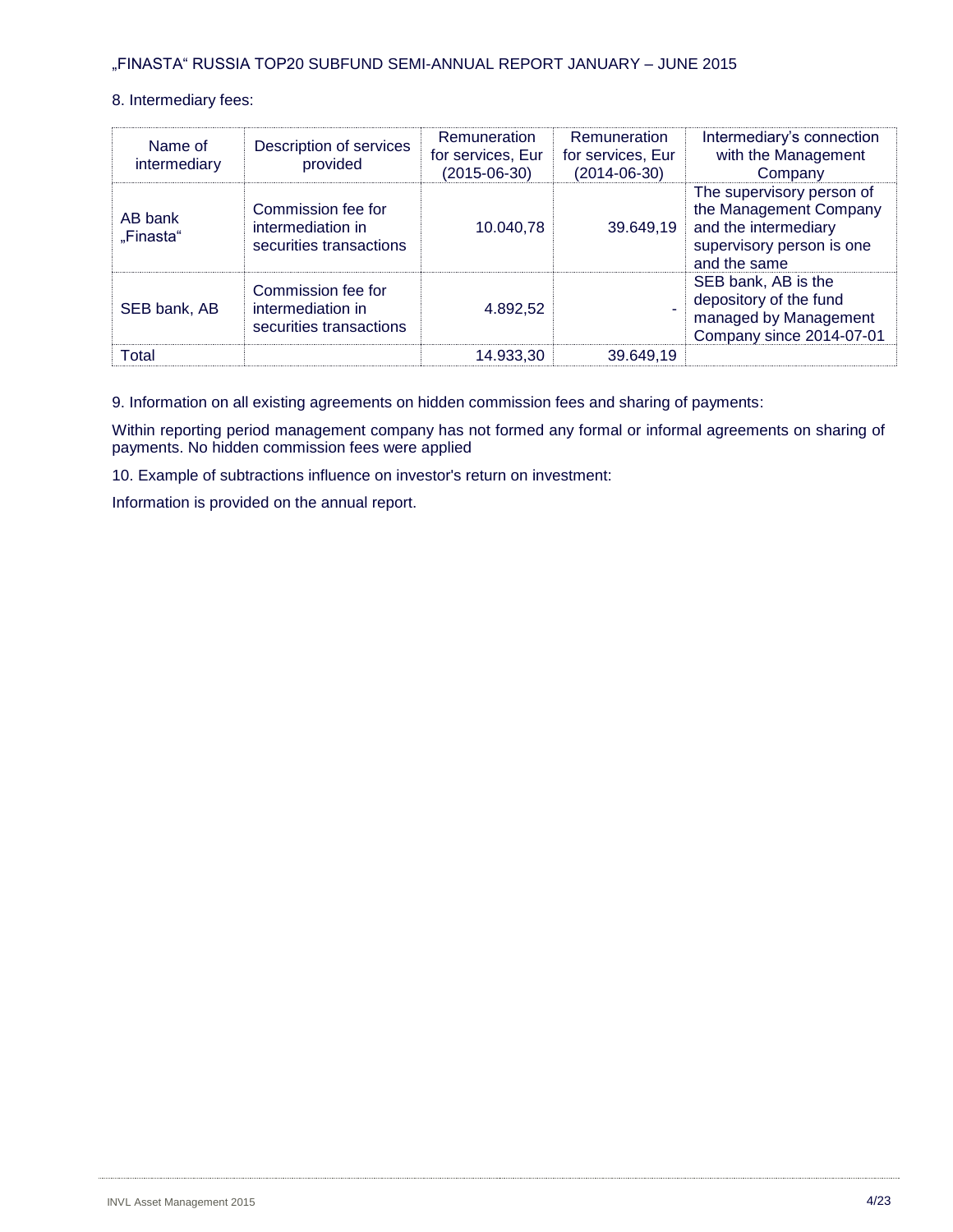8. Intermediary fees:

| Name of intermediary | Description of services provided | Remuneration for services, Eur (2015-06-30) | Remuneration for services, Eur (2014-06-30) | Intermediary's connection with the Management Company |
|---|---|---|---|---|
| AB bank „Finasta" | Commission fee for intermediation in securities transactions | 10.040,78 | 39.649,19 | The supervisory person of the Management Company and the intermediary supervisory person is one and the same |
| SEB bank, AB | Commission fee for intermediation in securities transactions | 4.892,52 | - | SEB bank, AB is the depository of the fund managed by Management Company since 2014-07-01 |
| Total | | 14.933,30 | 39.649,19 | |

9. Information on all existing agreements on hidden commission fees and sharing of payments:

Within reporting period management company has not formed any formal or informal agreements on sharing of payments. No hidden commission fees were applied

10. Example of subtractions influence on investor's return on investment:

Information is provided on the annual report.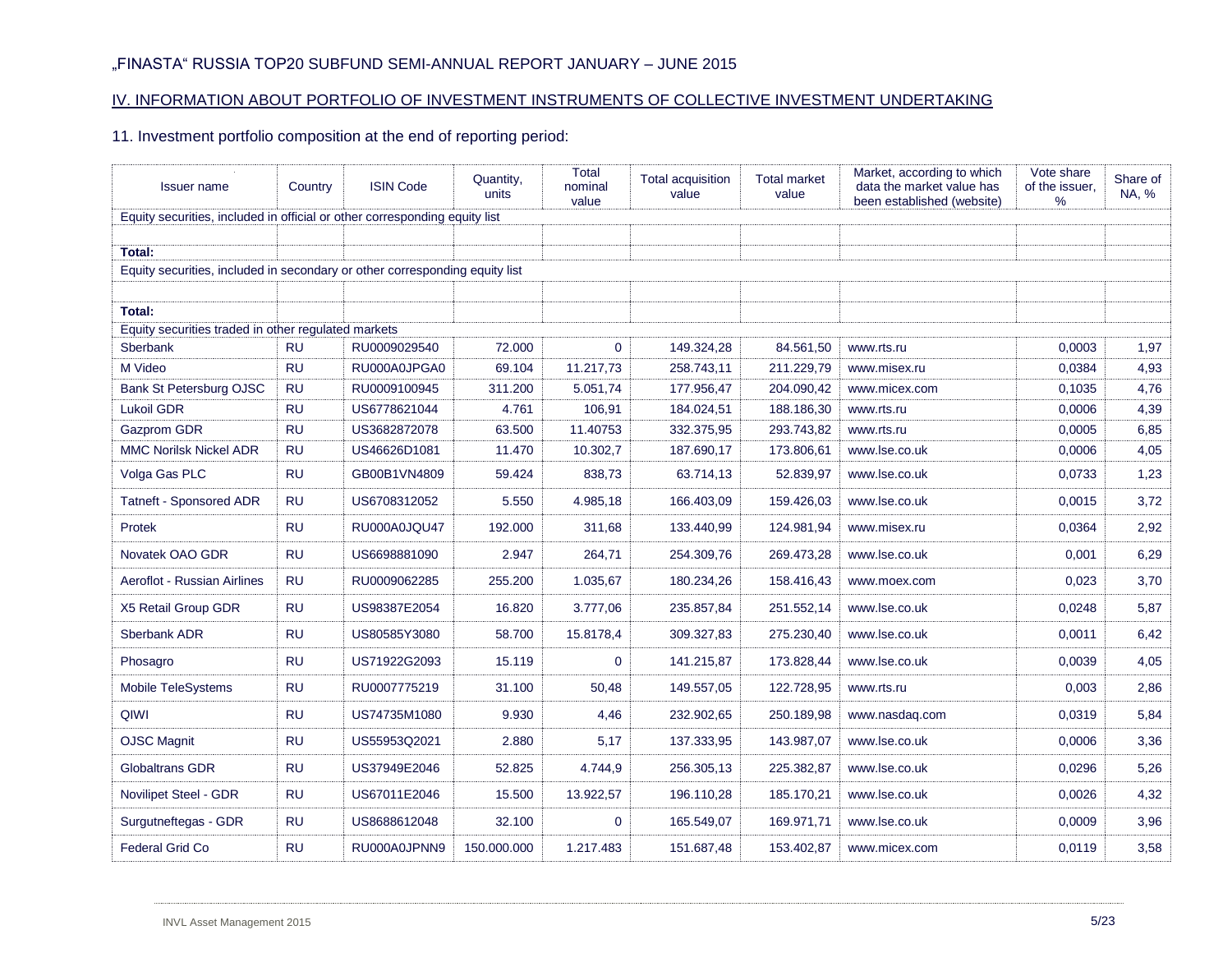„FINASTA" RUSSIA TOP20 SUBFUND SEMI-ANNUAL REPORT JANUARY – JUNE 2015

## IV. INFORMATION ABOUT PORTFOLIO OF INVESTMENT INSTRUMENTS OF COLLECTIVE INVESTMENT UNDERTAKING

### 11. Investment portfolio composition at the end of reporting period:

| Issuer name | Country | ISIN Code | Quantity, units | Total nominal value | Total acquisition value | Total market value | Market, according to which data the market value has been established (website) | Vote share of the issuer, % | Share of NA, % |
|---|---|---|---|---|---|---|---|---|---|
| Equity securities, included in official or other corresponding equity list | | | | | | | | | |
| | | | | | | | | | |
| **Total:** | | | | | | | | | |
| Equity securities, included in secondary or other corresponding equity list | | | | | | | | | |
| | | | | | | | | | |
| **Total:** | | | | | | | | | |
| Equity securities traded in other regulated markets | | | | | | | | | |
| Sberbank | RU | RU0009029540 | 72.000 | 0 | 149.324,28 | 84.561,50 | www.rts.ru | 0,0003 | 1,97 |
| M Video | RU | RU000A0JPGA0 | 69.104 | 11.217,73 | 258.743,11 | 211.229,79 | www.misex.ru | 0,0384 | 4,93 |
| Bank St Petersburg OJSC | RU | RU0009100945 | 311.200 | 5.051,74 | 177.956,47 | 204.090,42 | www.micex.com | 0,1035 | 4,76 |
| Lukoil GDR | RU | US6778621044 | 4.761 | 106,91 | 184.024,51 | 188.186,30 | www.rts.ru | 0,0006 | 4,39 |
| Gazprom GDR | RU | US3682872078 | 63.500 | 11.40753 | 332.375,95 | 293.743,82 | www.rts.ru | 0,0005 | 6,85 |
| MMC Norilsk Nickel ADR | RU | US46626D1081 | 11.470 | 10.302,7 | 187.690,17 | 173.806,61 | www.lse.co.uk | 0,0006 | 4,05 |
| Volga Gas PLC | RU | GB00B1VN4809 | 59.424 | 838,73 | 63.714,13 | 52.839,97 | www.lse.co.uk | 0,0733 | 1,23 |
| Tatneft - Sponsored ADR | RU | US6708312052 | 5.550 | 4.985,18 | 166.403,09 | 159.426,03 | www.lse.co.uk | 0,0015 | 3,72 |
| Protek | RU | RU000A0JQU47 | 192.000 | 311,68 | 133.440,99 | 124.981,94 | www.misex.ru | 0,0364 | 2,92 |
| Novatek OAO GDR | RU | US6698881090 | 2.947 | 264,71 | 254.309,76 | 269.473,28 | www.lse.co.uk | 0,001 | 6,29 |
| Aeroflot - Russian Airlines | RU | RU0009062285 | 255.200 | 1.035,67 | 180.234,26 | 158.416,43 | www.moex.com | 0,023 | 3,70 |
| X5 Retail Group GDR | RU | US98387E2054 | 16.820 | 3.777,06 | 235.857,84 | 251.552,14 | www.lse.co.uk | 0,0248 | 5,87 |
| Sberbank ADR | RU | US80585Y3080 | 58.700 | 15.8178,4 | 309.327,83 | 275.230,40 | www.lse.co.uk | 0,0011 | 6,42 |
| Phosagro | RU | US71922G2093 | 15.119 | 0 | 141.215,87 | 173.828,44 | www.lse.co.uk | 0,0039 | 4,05 |
| Mobile TeleSystems | RU | RU0007775219 | 31.100 | 50,48 | 149.557,05 | 122.728,95 | www.rts.ru | 0,003 | 2,86 |
| QIWI | RU | US74735M1080 | 9.930 | 4,46 | 232.902,65 | 250.189,98 | www.nasdaq.com | 0,0319 | 5,84 |
| OJSC Magnit | RU | US55953Q2021 | 2.880 | 5,17 | 137.333,95 | 143.987,07 | www.lse.co.uk | 0,0006 | 3,36 |
| Globaltrans GDR | RU | US37949E2046 | 52.825 | 4.744,9 | 256.305,13 | 225.382,87 | www.lse.co.uk | 0,0296 | 5,26 |
| Novilipet Steel - GDR | RU | US67011E2046 | 15.500 | 13.922,57 | 196.110,28 | 185.170,21 | www.lse.co.uk | 0,0026 | 4,32 |
| Surgutneftegas - GDR | RU | US8688612048 | 32.100 | 0 | 165.549,07 | 169.971,71 | www.lse.co.uk | 0,0009 | 3,96 |
| Federal Grid Co | RU | RU000A0JPNN9 | 150.000.000 | 1.217.483 | 151.687,48 | 153.402,87 | www.micex.com | 0,0119 | 3,58 |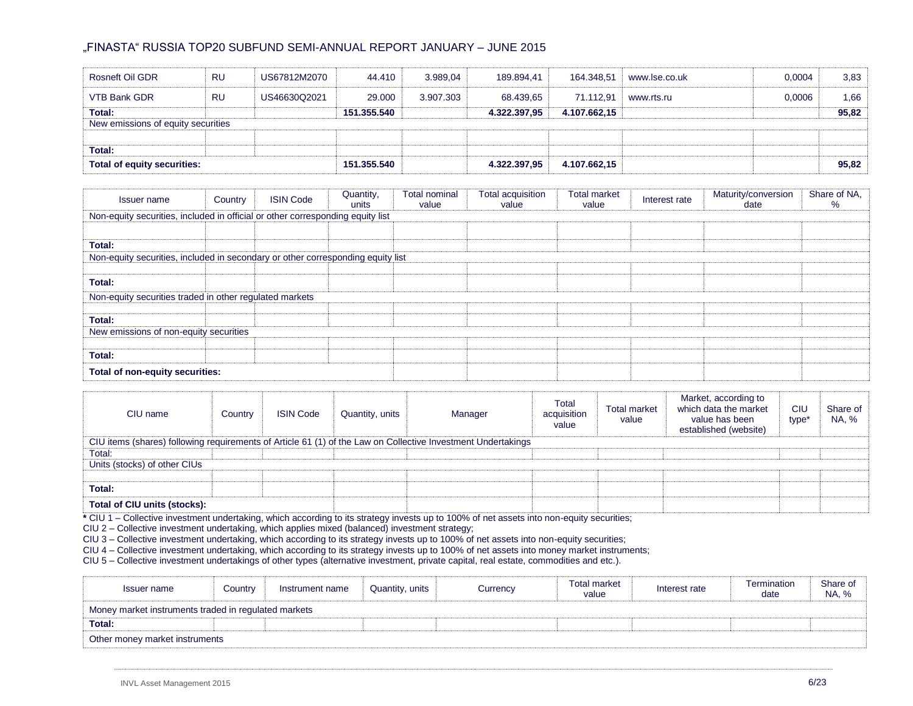„FINASTA" RUSSIA TOP20 SUBFUND SEMI-ANNUAL REPORT JANUARY – JUNE 2015

| | | | | | | | | | |
|---|---|---|---|---|---|---|---|---|---|
| Rosneft Oil GDR | RU | US67812M2070 | 44.410 | 3.989,04 | 189.894,41 | 164.348,51 | www.lse.co.uk | 0,0004 | 3,83 |
| VTB Bank GDR | RU | US46630Q2021 | 29.000 | 3.907.303 | 68.439,65 | 71.112,91 | www.rts.ru | 0,0006 | 1,66 |
| **Total:** | | | **151.355.540** | | **4.322.397,95** | **4.107.662,15** | | | **95,82** |
| New emissions of equity securities | | | | | | | | | |
| | | | | | | | | | |
| **Total:** | | | | | | | | | |
| **Total of equity securities:** | | | **151.355.540** | | **4.322.397,95** | **4.107.662,15** | | | **95,82** |

| Issuer name | Country | ISIN Code | Quantity, units | Total nominal value | Total acquisition value | Total market value | Interest rate | Maturity/conversion date | Share of NA, % |
|---|---|---|---|---|---|---|---|---|---|
| Non-equity securities, included in official or other corresponding equity list | | | | | | | | | |
| | | | | | | | | | |
| **Total:** | | | | | | | | | |
| Non-equity securities, included in secondary or other corresponding equity list | | | | | | | | | |
| | | | | | | | | | |
| **Total:** | | | | | | | | | |
| Non-equity securities traded in other regulated markets | | | | | | | | | |
| | | | | | | | | | |
| **Total:** | | | | | | | | | |
| New emissions of non-equity securities | | | | | | | | | |
| | | | | | | | | | |
| **Total:** | | | | | | | | | |
| **Total of non-equity securities:** | | | | | | | | | |

| CIU name | Country | ISIN Code | Quantity, units | Manager | Total acquisition value | Total market value | Market, according to which data the market value has been established (website) | CIU type* | Share of NA, % |
|---|---|---|---|---|---|---|---|---|---|
| CIU items (shares) following requirements of Article 61 (1) of the Law on Collective Investment Undertakings | | | | | | | | | |
| Total: | | | | | | | | | |
| Units (stocks) of other CIUs | | | | | | | | | |
| | | | | | | | | | |
| **Total:** | | | | | | | | | |
| **Total of CIU units (stocks):** | | | | | | | | | |

**\*** CIU 1 – Collective investment undertaking, which according to its strategy invests up to 100% of net assets into non-equity securities;
CIU 2 – Collective investment undertaking, which applies mixed (balanced) investment strategy;
CIU 3 – Collective investment undertaking, which according to its strategy invests up to 100% of net assets into non-equity securities;
CIU 4 – Collective investment undertaking, which according to its strategy invests up to 100% of net assets into money market instruments;
CIU 5 – Collective investment undertakings of other types (alternative investment, private capital, real estate, commodities and etc.).

| Issuer name | Country | Instrument name | Quantity, units | Currency | Total market value | Interest rate | Termination date | Share of NA, % |
|---|---|---|---|---|---|---|---|---|
| Money market instruments traded in regulated markets | | | | | | | | |
| **Total:** | | | | | | | | |
| Other money market instruments | | | | | | | | |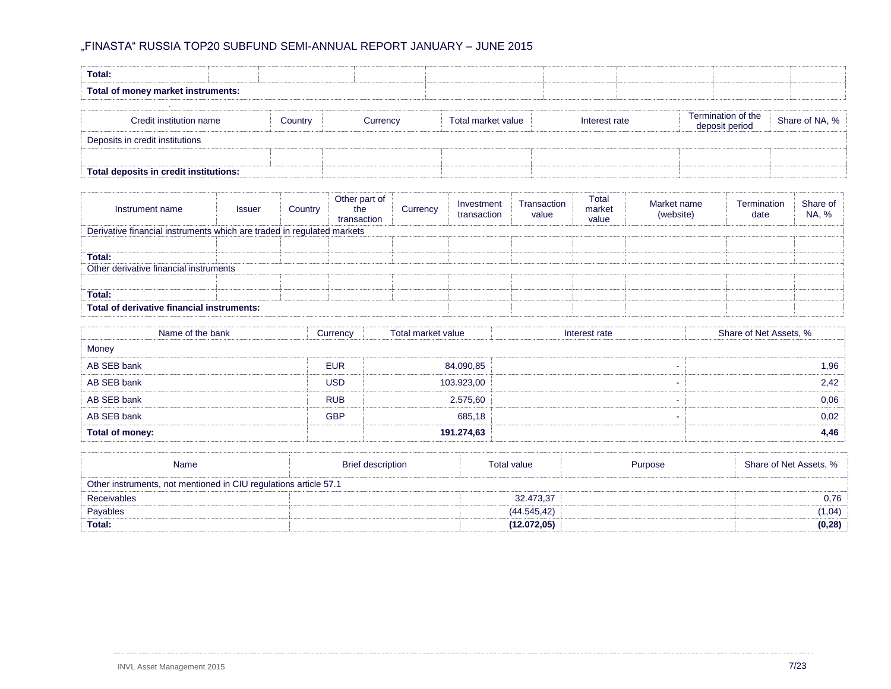„FINASTA“ RUSSIA TOP20 SUBFUND SEMI-ANNUAL REPORT JANUARY – JUNE 2015

| | | | | | | | | |
|---|---|---|---|---|---|---|---|---|
| **Total:** | | | | | | | | |
| **Total of money market instruments:** | | | | | | | | |

| Credit institution name | Country | Currency | Total market value | Interest rate | Termination of the deposit period | Share of NA, % |
|---|---|---|---|---|---|---|
| Deposits in credit institutions | | | | | | |
| | | | | | | |
| **Total deposits in credit institutions:** | | | | | | |

| Instrument name | Issuer | Country | Other part of the transaction | Currency | Investment transaction | Transaction value | Total market value | Market name (website) | Termination date | Share of NA, % |
|---|---|---|---|---|---|---|---|---|---|---|
| Derivative financial instruments which are traded in regulated markets | | | | | | | | | | |
| | | | | | | | | | | |
| **Total:** | | | | | | | | | | |
| Other derivative financial instruments | | | | | | | | | | |
| | | | | | | | | | | |
| **Total:** | | | | | | | | | | |
| **Total of derivative financial instruments:** | | | | | | | | | | |

| Name of the bank | Currency | Total market value | Interest rate | Share of Net Assets, % |
|---|---|---|---|---|
| Money | | | | |
| AB SEB bank | EUR | 84.090,85 | - | 1,96 |
| AB SEB bank | USD | 103.923,00 | - | 2,42 |
| AB SEB bank | RUB | 2.575,60 | - | 0,06 |
| AB SEB bank | GBP | 685,18 | - | 0,02 |
| **Total of money:** | | **191.274,63** | | **4,46** |

| Name | Brief description | Total value | Purpose | Share of Net Assets, % |
|---|---|---|---|---|
| Other instruments, not mentioned in CIU regulations article 57.1 | | | | |
| Receivables | | 32.473,37 | | 0,76 |
| Payables | | (44.545,42) | | (1,04) |
| **Total:** | | **(12.072,05)** | | **(0,28)** |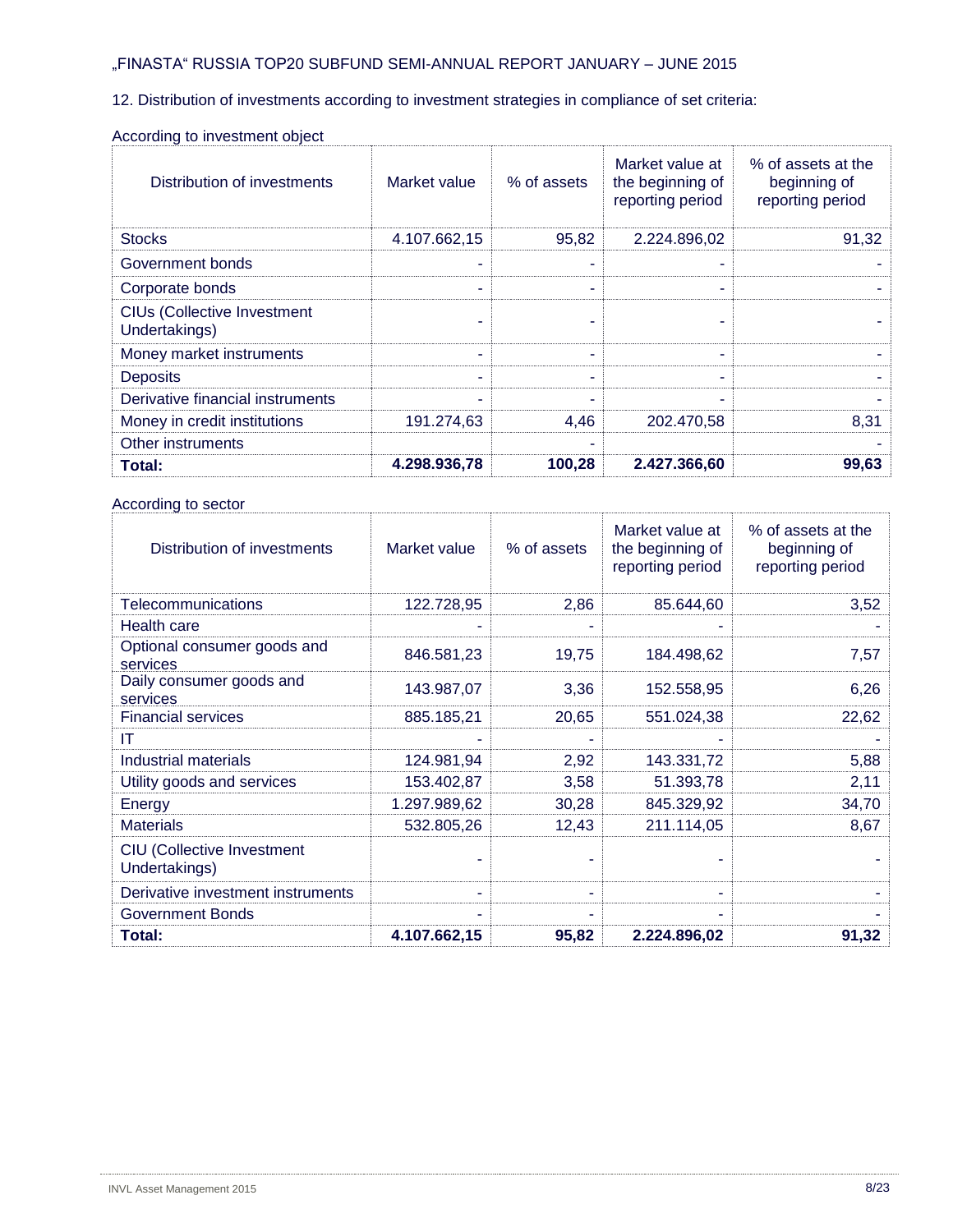12. Distribution of investments according to investment strategies in compliance of set criteria:

According to investment object

| Distribution of investments | Market value | % of assets | Market value at the beginning of reporting period | % of assets at the beginning of reporting period |
|---|---|---|---|---|
| Stocks | 4.107.662,15 | 95,82 | 2.224.896,02 | 91,32 |
| Government bonds | - | - | - | - |
| Corporate bonds | - | - | - | - |
| CIUs (Collective Investment Undertakings) | - | - | - | - |
| Money market instruments | - | - | - | - |
| Deposits | - | - | - | - |
| Derivative financial instruments | - | - | - | - |
| Money in credit institutions | 191.274,63 | 4,46 | 202.470,58 | 8,31 |
| Other instruments | | - | | - |
| **Total:** | **4.298.936,78** | **100,28** | **2.427.366,60** | **99,63** |

According to sector

| Distribution of investments | Market value | % of assets | Market value at the beginning of reporting period | % of assets at the beginning of reporting period |
|---|---|---|---|---|
| Telecommunications | 122.728,95 | 2,86 | 85.644,60 | 3,52 |
| Health care | - | - | - | - |
| Optional consumer goods and services | 846.581,23 | 19,75 | 184.498,62 | 7,57 |
| Daily consumer goods and services | 143.987,07 | 3,36 | 152.558,95 | 6,26 |
| Financial services | 885.185,21 | 20,65 | 551.024,38 | 22,62 |
| IT | - | - | - | - |
| Industrial materials | 124.981,94 | 2,92 | 143.331,72 | 5,88 |
| Utility goods and services | 153.402,87 | 3,58 | 51.393,78 | 2,11 |
| Energy | 1.297.989,62 | 30,28 | 845.329,92 | 34,70 |
| Materials | 532.805,26 | 12,43 | 211.114,05 | 8,67 |
| CIU (Collective Investment Undertakings) | - | - | - | - |
| Derivative investment instruments | - | - | - | - |
| Government Bonds | - | - | - | - |
| **Total:** | **4.107.662,15** | **95,82** | **2.224.896,02** | **91,32** |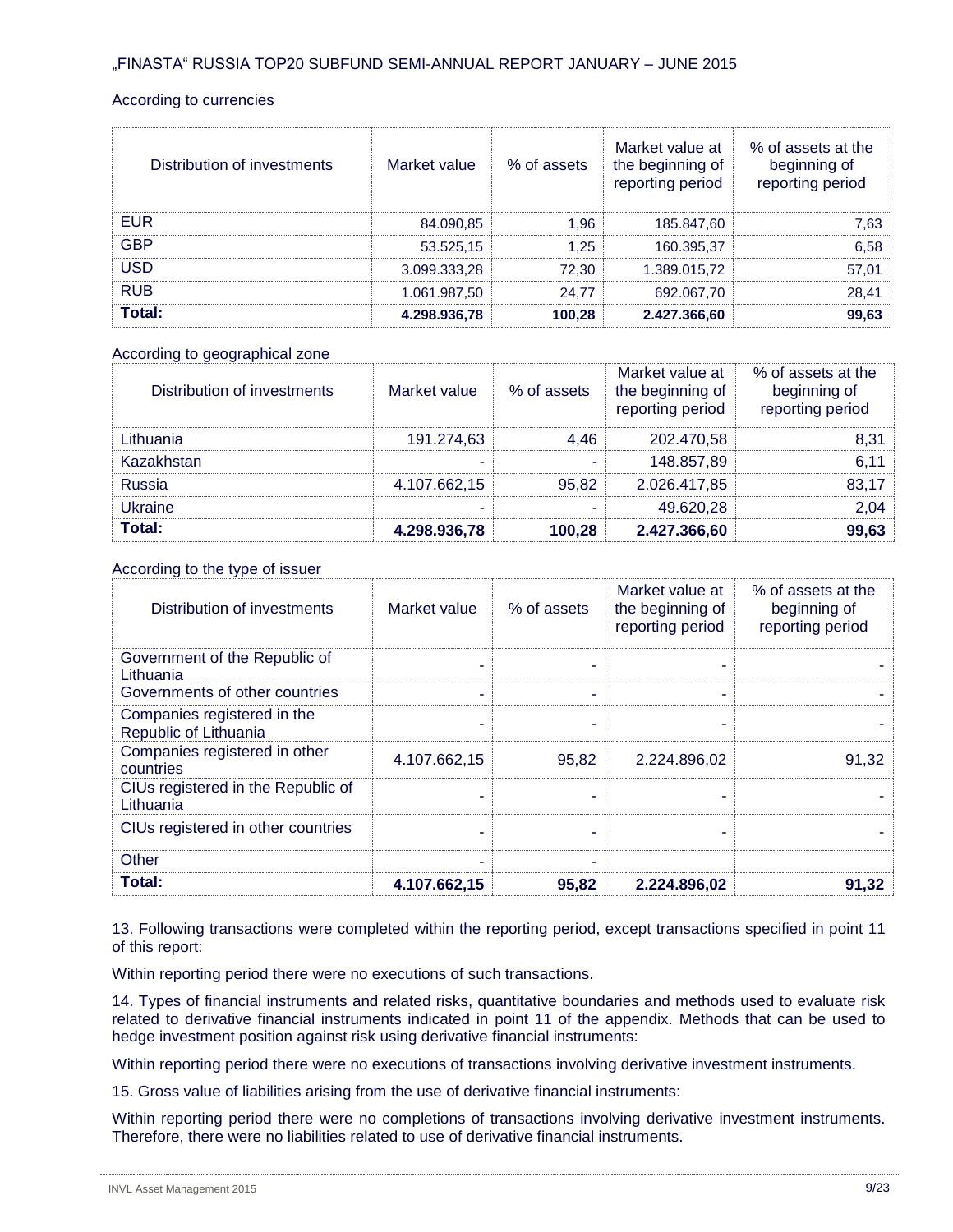According to currencies

| Distribution of investments | Market value | % of assets | Market value at the beginning of reporting period | % of assets at the beginning of reporting period |
|---|---|---|---|---|
| EUR | 84.090,85 | 1,96 | 185.847,60 | 7,63 |
| GBP | 53.525,15 | 1,25 | 160.395,37 | 6,58 |
| USD | 3.099.333,28 | 72,30 | 1.389.015,72 | 57,01 |
| RUB | 1.061.987,50 | 24,77 | 692.067,70 | 28,41 |
| **Total:** | **4.298.936,78** | **100,28** | **2.427.366,60** | **99,63** |

According to geographical zone

| Distribution of investments | Market value | % of assets | Market value at the beginning of reporting period | % of assets at the beginning of reporting period |
|---|---|---|---|---|
| Lithuania | 191.274,63 | 4,46 | 202.470,58 | 8,31 |
| Kazakhstan | - | - | 148.857,89 | 6,11 |
| Russia | 4.107.662,15 | 95,82 | 2.026.417,85 | 83,17 |
| Ukraine | - | - | 49.620,28 | 2,04 |
| **Total:** | **4.298.936,78** | **100,28** | **2.427.366,60** | **99,63** |

According to the type of issuer

| Distribution of investments | Market value | % of assets | Market value at the beginning of reporting period | % of assets at the beginning of reporting period |
|---|---|---|---|---|
| Government of the Republic of Lithuania | - | - | - | - |
| Governments of other countries | - | - | - | - |
| Companies registered in the Republic of Lithuania | - | - | - | - |
| Companies registered in other countries | 4.107.662,15 | 95,82 | 2.224.896,02 | 91,32 |
| CIUs registered in the Republic of Lithuania | - | - | - | - |
| CIUs registered in other countries | - | - | - | - |
| Other | - | - | | |
| **Total:** | **4.107.662,15** | **95,82** | **2.224.896,02** | **91,32** |

13. Following transactions were completed within the reporting period, except transactions specified in point 11 of this report:

Within reporting period there were no executions of such transactions.

14. Types of financial instruments and related risks, quantitative boundaries and methods used to evaluate risk related to derivative financial instruments indicated in point 11 of the appendix. Methods that can be used to hedge investment position against risk using derivative financial instruments:

Within reporting period there were no executions of transactions involving derivative investment instruments.

15. Gross value of liabilities arising from the use of derivative financial instruments:

Within reporting period there were no completions of transactions involving derivative investment instruments. Therefore, there were no liabilities related to use of derivative financial instruments.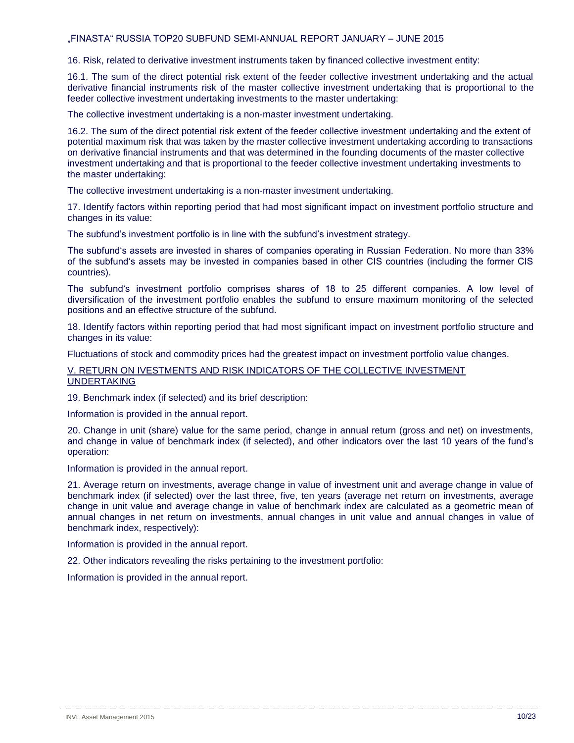16. Risk, related to derivative investment instruments taken by financed collective investment entity:

16.1. The sum of the direct potential risk extent of the feeder collective investment undertaking and the actual derivative financial instruments risk of the master collective investment undertaking that is proportional to the feeder collective investment undertaking investments to the master undertaking:

The collective investment undertaking is a non-master investment undertaking.

16.2. The sum of the direct potential risk extent of the feeder collective investment undertaking and the extent of potential maximum risk that was taken by the master collective investment undertaking according to transactions on derivative financial instruments and that was determined in the founding documents of the master collective investment undertaking and that is proportional to the feeder collective investment undertaking investments to the master undertaking:

The collective investment undertaking is a non-master investment undertaking.

17. Identify factors within reporting period that had most significant impact on investment portfolio structure and changes in its value:

The subfund's investment portfolio is in line with the subfund's investment strategy.

The subfund's assets are invested in shares of companies operating in Russian Federation. No more than 33% of the subfund's assets may be invested in companies based in other CIS countries (including the former CIS countries).

The subfund's investment portfolio comprises shares of 18 to 25 different companies. A low level of diversification of the investment portfolio enables the subfund to ensure maximum monitoring of the selected positions and an effective structure of the subfund.

18. Identify factors within reporting period that had most significant impact on investment portfolio structure and changes in its value:

Fluctuations of stock and commodity prices had the greatest impact on investment portfolio value changes.

## V. RETURN ON IVESTMENTS AND RISK INDICATORS OF THE COLLECTIVE INVESTMENT UNDERTAKING

19. Benchmark index (if selected) and its brief description:

Information is provided in the annual report.

20. Change in unit (share) value for the same period, change in annual return (gross and net) on investments, and change in value of benchmark index (if selected), and other indicators over the last 10 years of the fund's operation:

Information is provided in the annual report.

21. Average return on investments, average change in value of investment unit and average change in value of benchmark index (if selected) over the last three, five, ten years (average net return on investments, average change in unit value and average change in value of benchmark index are calculated as a geometric mean of annual changes in net return on investments, annual changes in unit value and annual changes in value of benchmark index, respectively):

Information is provided in the annual report.

22. Other indicators revealing the risks pertaining to the investment portfolio:

Information is provided in the annual report.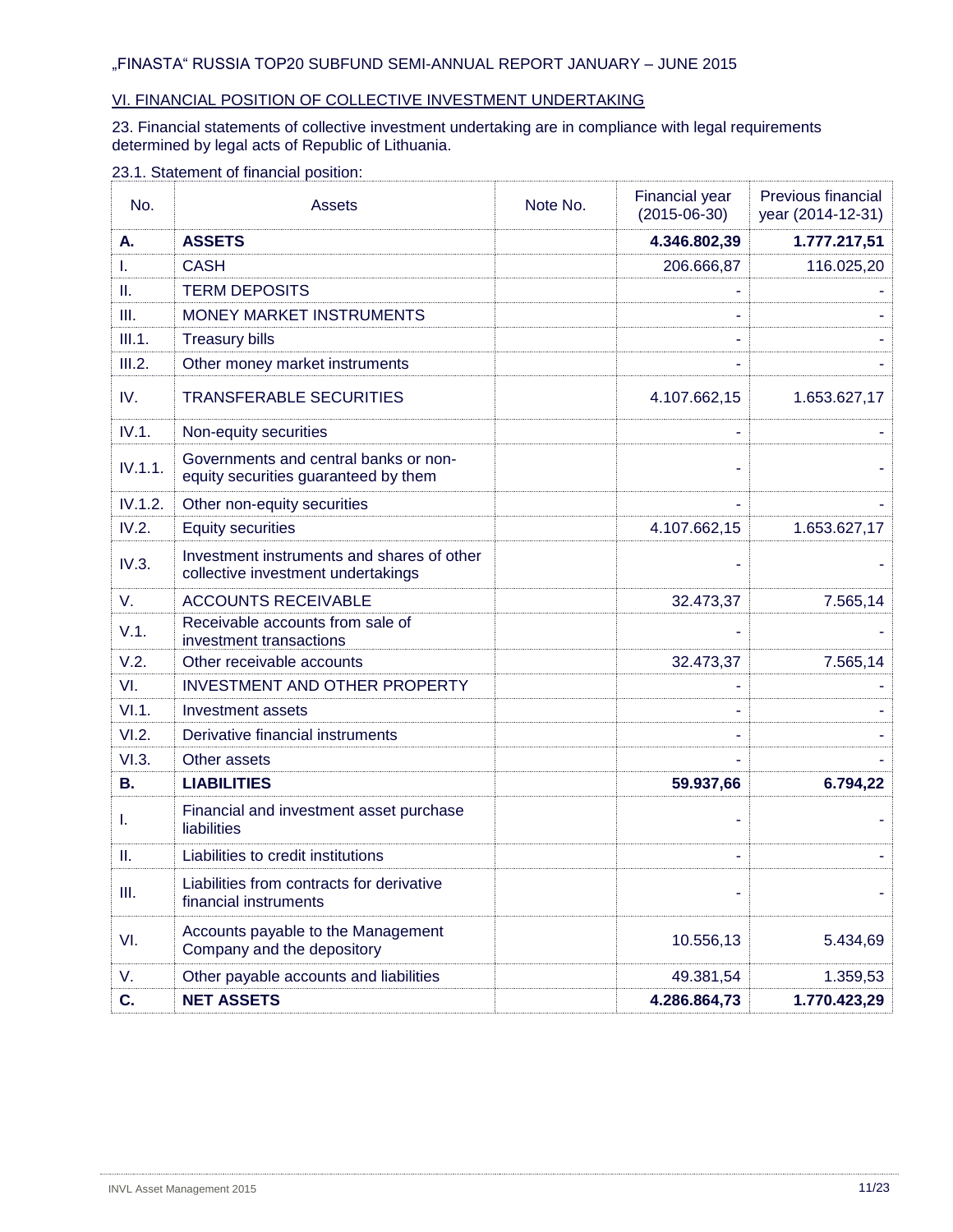„FINASTA" RUSSIA TOP20 SUBFUND SEMI-ANNUAL REPORT JANUARY – JUNE 2015

## VI. FINANCIAL POSITION OF COLLECTIVE INVESTMENT UNDERTAKING

23. Financial statements of collective investment undertaking are in compliance with legal requirements determined by legal acts of Republic of Lithuania.

23.1. Statement of financial position:

| No. | Assets | Note No. | Financial year (2015-06-30) | Previous financial year (2014-12-31) |
|---|---|---|---|---|
| **A.** | **ASSETS** | | **4.346.802,39** | **1.777.217,51** |
| I. | CASH | | 206.666,87 | 116.025,20 |
| II. | TERM DEPOSITS | | - | - |
| III. | MONEY MARKET INSTRUMENTS | | - | - |
| III.1. | Treasury bills | | - | - |
| III.2. | Other money market instruments | | - | - |
| IV. | TRANSFERABLE SECURITIES | | 4.107.662,15 | 1.653.627,17 |
| IV.1. | Non-equity securities | | - | - |
| IV.1.1. | Governments and central banks or non-equity securities guaranteed by them | | - | - |
| IV.1.2. | Other non-equity securities | | - | - |
| IV.2. | Equity securities | | 4.107.662,15 | 1.653.627,17 |
| IV.3. | Investment instruments and shares of other collective investment undertakings | | - | - |
| V. | ACCOUNTS RECEIVABLE | | 32.473,37 | 7.565,14 |
| V.1. | Receivable accounts from sale of investment transactions | | - | - |
| V.2. | Other receivable accounts | | 32.473,37 | 7.565,14 |
| VI. | INVESTMENT AND OTHER PROPERTY | | - | - |
| VI.1. | Investment assets | | - | - |
| VI.2. | Derivative financial instruments | | - | - |
| VI.3. | Other assets | | - | - |
| **B.** | **LIABILITIES** | | **59.937,66** | **6.794,22** |
| I. | Financial and investment asset purchase liabilities | | - | - |
| II. | Liabilities to credit institutions | | - | - |
| III. | Liabilities from contracts for derivative financial instruments | | - | - |
| VI. | Accounts payable to the Management Company and the depository | | 10.556,13 | 5.434,69 |
| V. | Other payable accounts and liabilities | | 49.381,54 | 1.359,53 |
| **C.** | **NET ASSETS** | | **4.286.864,73** | **1.770.423,29** |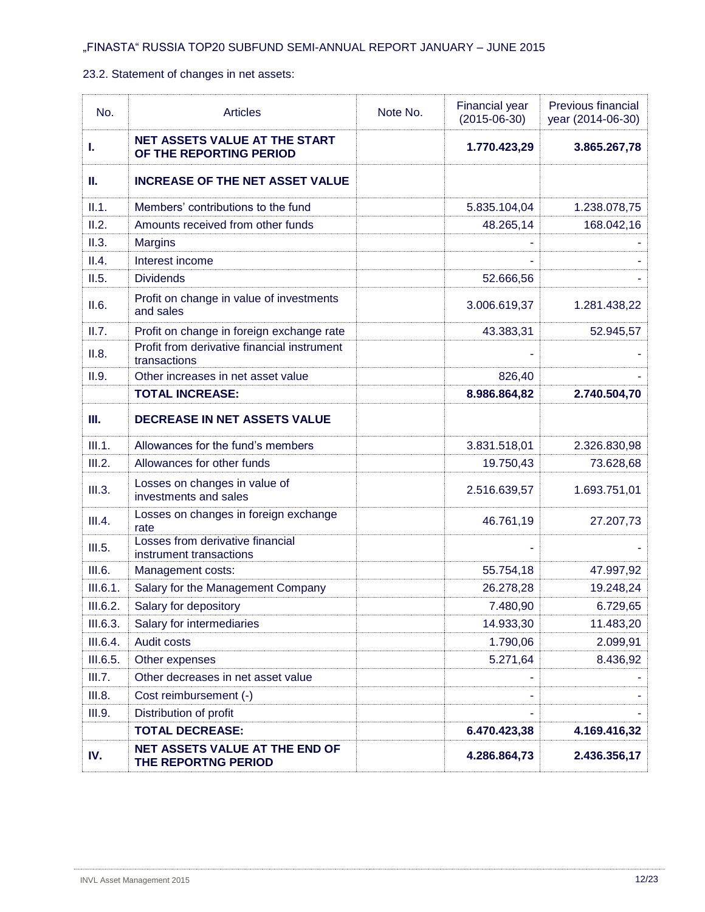„FINASTA" RUSSIA TOP20 SUBFUND SEMI-ANNUAL REPORT JANUARY – JUNE 2015

23.2. Statement of changes in net assets:

| No. | Articles | Note No. | Financial year (2015-06-30) | Previous financial year (2014-06-30) |
|---|---|---|---|---|
| **I.** | **NET ASSETS VALUE AT THE START OF THE REPORTING PERIOD** | | **1.770.423,29** | **3.865.267,78** |
| **II.** | **INCREASE OF THE NET ASSET VALUE** | | | |
| II.1. | Members' contributions to the fund | | 5.835.104,04 | 1.238.078,75 |
| II.2. | Amounts received from other funds | | 48.265,14 | 168.042,16 |
| II.3. | Margins | | - | - |
| II.4. | Interest income | | - | - |
| II.5. | Dividends | | 52.666,56 | - |
| II.6. | Profit on change in value of investments and sales | | 3.006.619,37 | 1.281.438,22 |
| II.7. | Profit on change in foreign exchange rate | | 43.383,31 | 52.945,57 |
| II.8. | Profit from derivative financial instrument transactions | | - | - |
| II.9. | Other increases in net asset value | | 826,40 | - |
| | **TOTAL INCREASE:** | | **8.986.864,82** | **2.740.504,70** |
| **III.** | **DECREASE IN NET ASSETS VALUE** | | | |
| III.1. | Allowances for the fund's members | | 3.831.518,01 | 2.326.830,98 |
| III.2. | Allowances for other funds | | 19.750,43 | 73.628,68 |
| III.3. | Losses on changes in value of investments and sales | | 2.516.639,57 | 1.693.751,01 |
| III.4. | Losses on changes in foreign exchange rate | | 46.761,19 | 27.207,73 |
| III.5. | Losses from derivative financial instrument transactions | | - | - |
| III.6. | Management costs: | | 55.754,18 | 47.997,92 |
| III.6.1. | Salary for the Management Company | | 26.278,28 | 19.248,24 |
| III.6.2. | Salary for depository | | 7.480,90 | 6.729,65 |
| III.6.3. | Salary for intermediaries | | 14.933,30 | 11.483,20 |
| III.6.4. | Audit costs | | 1.790,06 | 2.099,91 |
| III.6.5. | Other expenses | | 5.271,64 | 8.436,92 |
| III.7. | Other decreases in net asset value | | - | - |
| III.8. | Cost reimbursement (-) | | - | - |
| III.9. | Distribution of profit | | - | - |
| | **TOTAL DECREASE:** | | **6.470.423,38** | **4.169.416,32** |
| **IV.** | **NET ASSETS VALUE AT THE END OF THE REPORTNG PERIOD** | | **4.286.864,73** | **2.436.356,17** |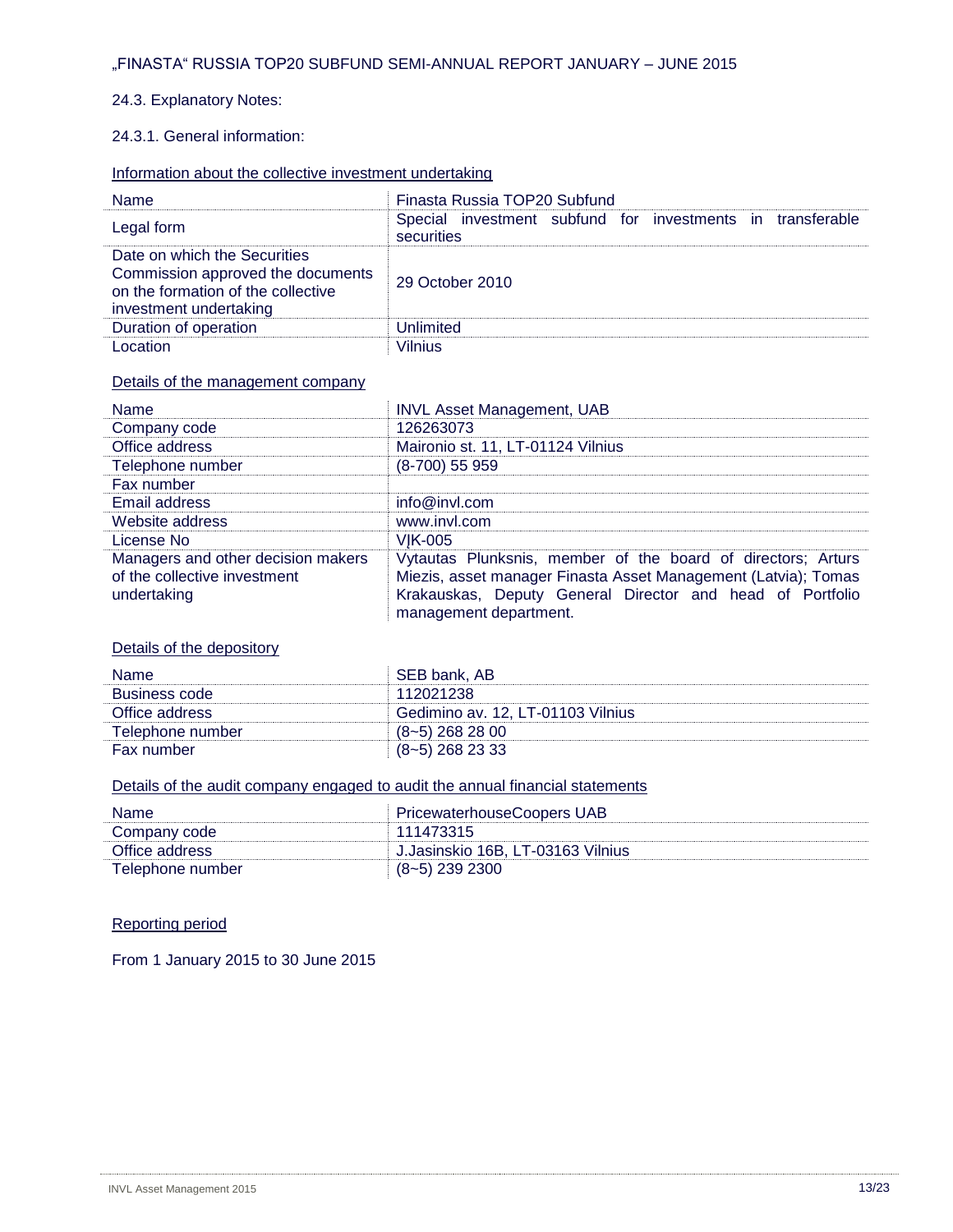## 24.3. Explanatory Notes:

### 24.3.1. General information:

Information about the collective investment undertaking

| Name | Finasta Russia TOP20 Subfund |
|---|---|
| Legal form | Special investment subfund for investments in transferable securities |
| Date on which the Securities Commission approved the documents on the formation of the collective investment undertaking | 29 October 2010 |
| Duration of operation | Unlimited |
| Location | Vilnius |

Details of the management company

| Name | INVL Asset Management, UAB |
|---|---|
| Company code | 126263073 |
| Office address | Maironio st. 11, LT-01124 Vilnius |
| Telephone number | (8-700) 55 959 |
| Fax number | |
| Email address | info@invl.com |
| Website address | www.invl.com |
| License No | VIK-005 |
| Managers and other decision makers of the collective investment undertaking | Vytautas Plunksnis, member of the board of directors; Arturs Miezis, asset manager Finasta Asset Management (Latvia); Tomas Krakauskas, Deputy General Director and head of Portfolio management department. |

Details of the depository

| Name | SEB bank, AB |
|---|---|
| Business code | 112021238 |
| Office address | Gedimino av. 12, LT-01103 Vilnius |
| Telephone number | (8~5) 268 28 00 |
| Fax number | (8~5) 268 23 33 |

Details of the audit company engaged to audit the annual financial statements

| Name | PricewaterhouseCoopers UAB |
|---|---|
| Company code | 111473315 |
| Office address | J.Jasinskio 16B, LT-03163 Vilnius |
| Telephone number | (8~5) 239 2300 |

Reporting period

From 1 January 2015 to 30 June 2015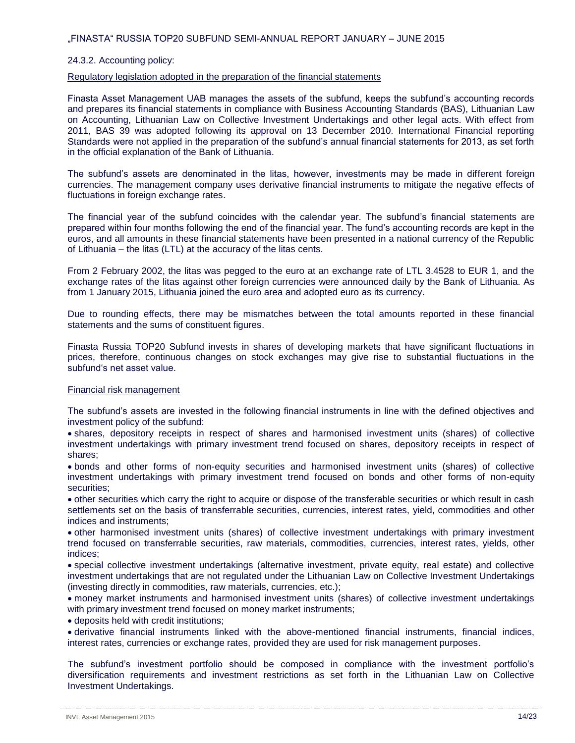24.3.2. Accounting policy:

Regulatory legislation adopted in the preparation of the financial statements

Finasta Asset Management UAB manages the assets of the subfund, keeps the subfund's accounting records and prepares its financial statements in compliance with Business Accounting Standards (BAS), Lithuanian Law on Accounting, Lithuanian Law on Collective Investment Undertakings and other legal acts. With effect from 2011, BAS 39 was adopted following its approval on 13 December 2010. International Financial reporting Standards were not applied in the preparation of the subfund's annual financial statements for 2013, as set forth in the official explanation of the Bank of Lithuania.

The subfund's assets are denominated in the litas, however, investments may be made in different foreign currencies. The management company uses derivative financial instruments to mitigate the negative effects of fluctuations in foreign exchange rates.

The financial year of the subfund coincides with the calendar year. The subfund's financial statements are prepared within four months following the end of the financial year. The fund's accounting records are kept in the euros, and all amounts in these financial statements have been presented in a national currency of the Republic of Lithuania – the litas (LTL) at the accuracy of the litas cents.

From 2 February 2002, the litas was pegged to the euro at an exchange rate of LTL 3.4528 to EUR 1, and the exchange rates of the litas against other foreign currencies were announced daily by the Bank of Lithuania. As from 1 January 2015, Lithuania joined the euro area and adopted euro as its currency.

Due to rounding effects, there may be mismatches between the total amounts reported in these financial statements and the sums of constituent figures.

Finasta Russia TOP20 Subfund invests in shares of developing markets that have significant fluctuations in prices, therefore, continuous changes on stock exchanges may give rise to substantial fluctuations in the subfund's net asset value.

Financial risk management

The subfund's assets are invested in the following financial instruments in line with the defined objectives and investment policy of the subfund:

- shares, depository receipts in respect of shares and harmonised investment units (shares) of collective investment undertakings with primary investment trend focused on shares, depository receipts in respect of shares;
- bonds and other forms of non-equity securities and harmonised investment units (shares) of collective investment undertakings with primary investment trend focused on bonds and other forms of non-equity securities;
- other securities which carry the right to acquire or dispose of the transferable securities or which result in cash settlements set on the basis of transferrable securities, currencies, interest rates, yield, commodities and other indices and instruments;
- other harmonised investment units (shares) of collective investment undertakings with primary investment trend focused on transferrable securities, raw materials, commodities, currencies, interest rates, yields, other indices;
- special collective investment undertakings (alternative investment, private equity, real estate) and collective investment undertakings that are not regulated under the Lithuanian Law on Collective Investment Undertakings (investing directly in commodities, raw materials, currencies, etc.);
- money market instruments and harmonised investment units (shares) of collective investment undertakings with primary investment trend focused on money market instruments;
- deposits held with credit institutions;
- derivative financial instruments linked with the above-mentioned financial instruments, financial indices, interest rates, currencies or exchange rates, provided they are used for risk management purposes.

The subfund's investment portfolio should be composed in compliance with the investment portfolio's diversification requirements and investment restrictions as set forth in the Lithuanian Law on Collective Investment Undertakings.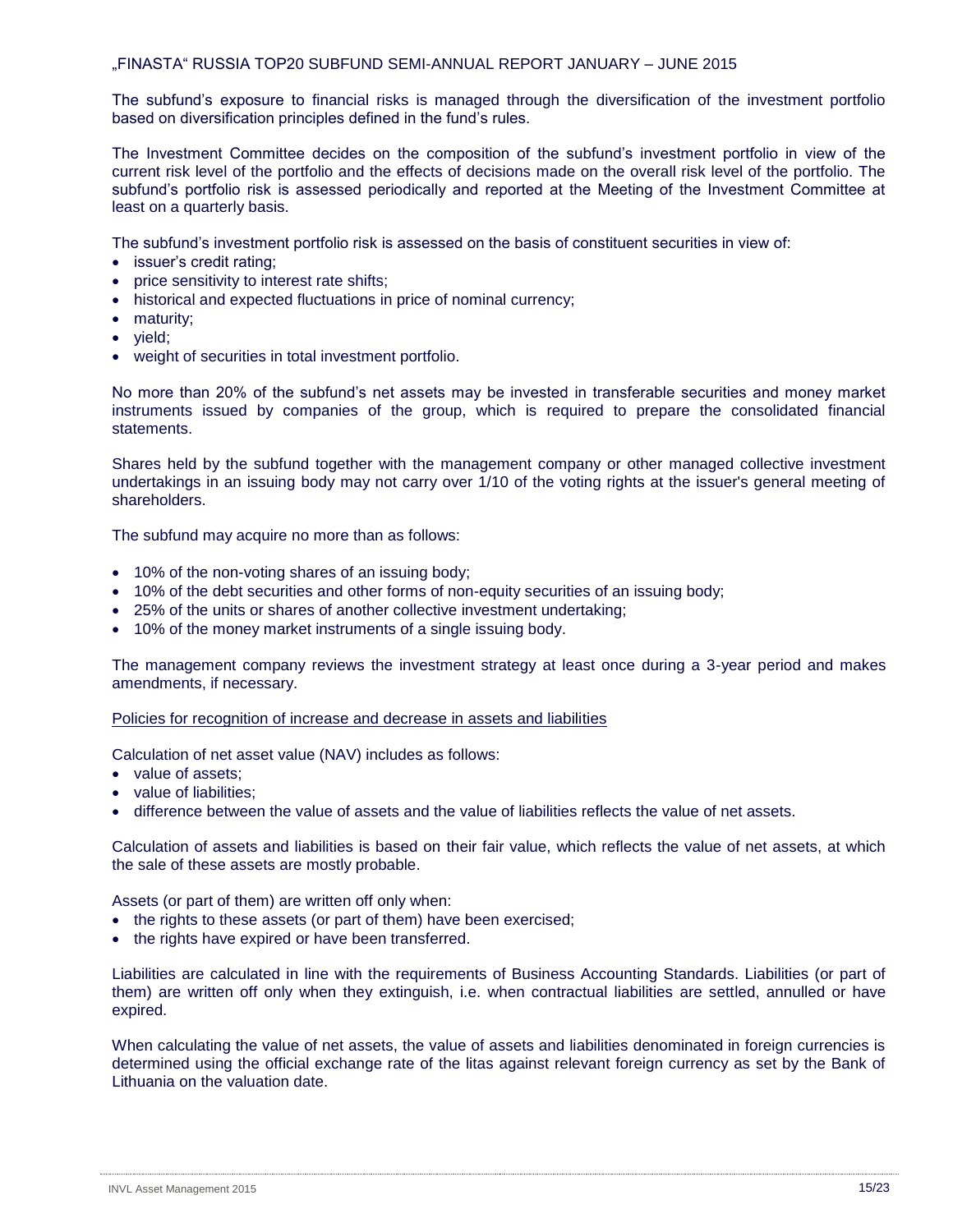The subfund's exposure to financial risks is managed through the diversification of the investment portfolio based on diversification principles defined in the fund's rules.

The Investment Committee decides on the composition of the subfund's investment portfolio in view of the current risk level of the portfolio and the effects of decisions made on the overall risk level of the portfolio. The subfund's portfolio risk is assessed periodically and reported at the Meeting of the Investment Committee at least on a quarterly basis.

The subfund's investment portfolio risk is assessed on the basis of constituent securities in view of:

- issuer's credit rating;
- price sensitivity to interest rate shifts;
- historical and expected fluctuations in price of nominal currency;
- maturity;
- yield;
- weight of securities in total investment portfolio.

No more than 20% of the subfund's net assets may be invested in transferable securities and money market instruments issued by companies of the group, which is required to prepare the consolidated financial statements.

Shares held by the subfund together with the management company or other managed collective investment undertakings in an issuing body may not carry over 1/10 of the voting rights at the issuer's general meeting of shareholders.

The subfund may acquire no more than as follows:

- 10% of the non-voting shares of an issuing body;
- 10% of the debt securities and other forms of non-equity securities of an issuing body;
- 25% of the units or shares of another collective investment undertaking;
- 10% of the money market instruments of a single issuing body.

The management company reviews the investment strategy at least once during a 3-year period and makes amendments, if necessary.

Policies for recognition of increase and decrease in assets and liabilities

Calculation of net asset value (NAV) includes as follows:

- value of assets;
- value of liabilities;
- difference between the value of assets and the value of liabilities reflects the value of net assets.

Calculation of assets and liabilities is based on their fair value, which reflects the value of net assets, at which the sale of these assets are mostly probable.

Assets (or part of them) are written off only when:

- the rights to these assets (or part of them) have been exercised;
- the rights have expired or have been transferred.

Liabilities are calculated in line with the requirements of Business Accounting Standards. Liabilities (or part of them) are written off only when they extinguish, i.e. when contractual liabilities are settled, annulled or have expired.

When calculating the value of net assets, the value of assets and liabilities denominated in foreign currencies is determined using the official exchange rate of the litas against relevant foreign currency as set by the Bank of Lithuania on the valuation date.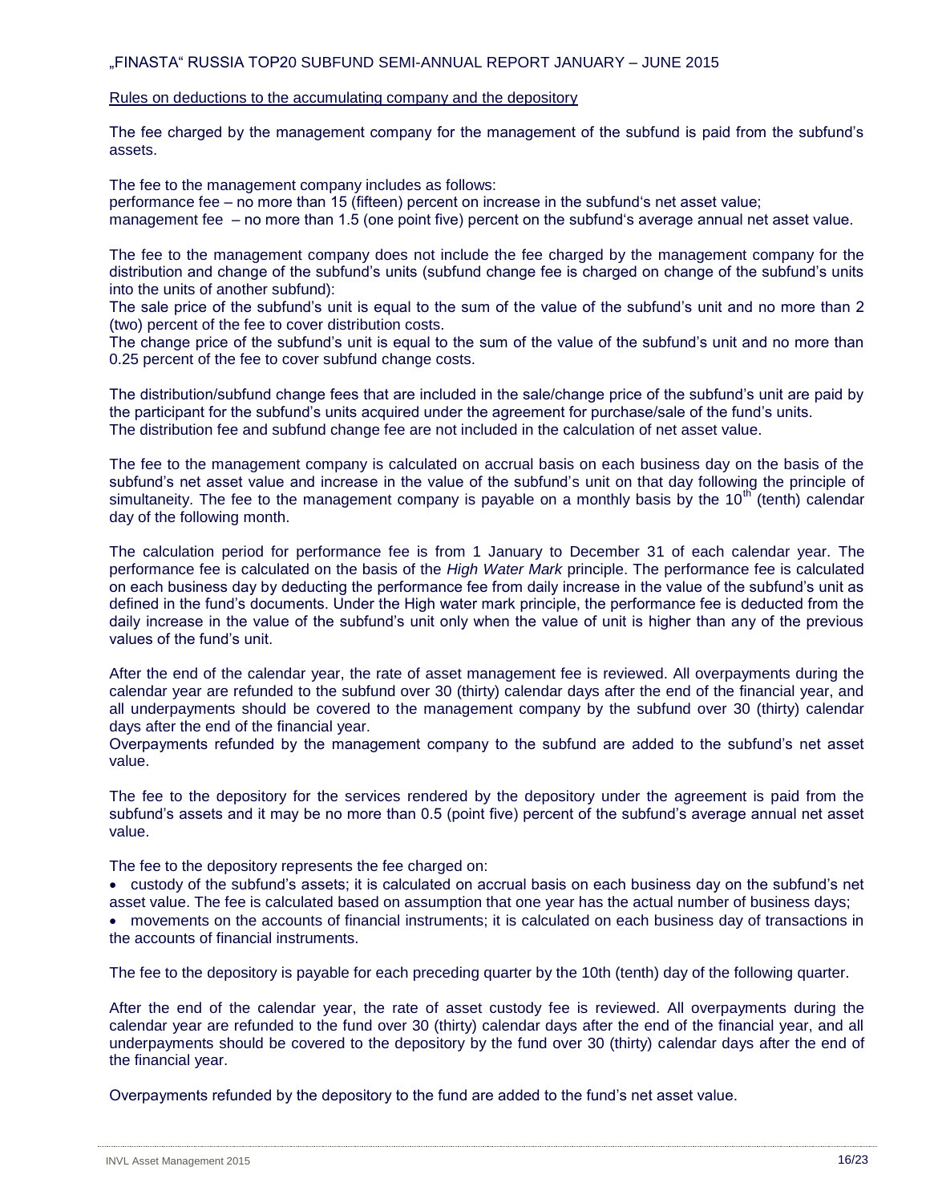Rules on deductions to the accumulating company and the depository

The fee charged by the management company for the management of the subfund is paid from the subfund's assets.

The fee to the management company includes as follows:
performance fee – no more than 15 (fifteen) percent on increase in the subfund's net asset value;
management fee – no more than 1.5 (one point five) percent on the subfund's average annual net asset value.

The fee to the management company does not include the fee charged by the management company for the distribution and change of the subfund's units (subfund change fee is charged on change of the subfund's units into the units of another subfund):
The sale price of the subfund's unit is equal to the sum of the value of the subfund's unit and no more than 2 (two) percent of the fee to cover distribution costs.
The change price of the subfund's unit is equal to the sum of the value of the subfund's unit and no more than 0.25 percent of the fee to cover subfund change costs.

The distribution/subfund change fees that are included in the sale/change price of the subfund's unit are paid by the participant for the subfund's units acquired under the agreement for purchase/sale of the fund's units.
The distribution fee and subfund change fee are not included in the calculation of net asset value.

The fee to the management company is calculated on accrual basis on each business day on the basis of the subfund's net asset value and increase in the value of the subfund's unit on that day following the principle of simultaneity. The fee to the management company is payable on a monthly basis by the 10th (tenth) calendar day of the following month.

The calculation period for performance fee is from 1 January to December 31 of each calendar year. The performance fee is calculated on the basis of the *High Water Mark* principle. The performance fee is calculated on each business day by deducting the performance fee from daily increase in the value of the subfund's unit as defined in the fund's documents. Under the High water mark principle, the performance fee is deducted from the daily increase in the value of the subfund's unit only when the value of unit is higher than any of the previous values of the fund's unit.

After the end of the calendar year, the rate of asset management fee is reviewed. All overpayments during the calendar year are refunded to the subfund over 30 (thirty) calendar days after the end of the financial year, and all underpayments should be covered to the management company by the subfund over 30 (thirty) calendar days after the end of the financial year.
Overpayments refunded by the management company to the subfund are added to the subfund's net asset value.

The fee to the depository for the services rendered by the depository under the agreement is paid from the subfund's assets and it may be no more than 0.5 (point five) percent of the subfund's average annual net asset value.

The fee to the depository represents the fee charged on:

- custody of the subfund's assets; it is calculated on accrual basis on each business day on the subfund's net asset value. The fee is calculated based on assumption that one year has the actual number of business days;
- movements on the accounts of financial instruments; it is calculated on each business day of transactions in the accounts of financial instruments.

The fee to the depository is payable for each preceding quarter by the 10th (tenth) day of the following quarter.

After the end of the calendar year, the rate of asset custody fee is reviewed. All overpayments during the calendar year are refunded to the fund over 30 (thirty) calendar days after the end of the financial year, and all underpayments should be covered to the depository by the fund over 30 (thirty) calendar days after the end of the financial year.

Overpayments refunded by the depository to the fund are added to the fund's net asset value.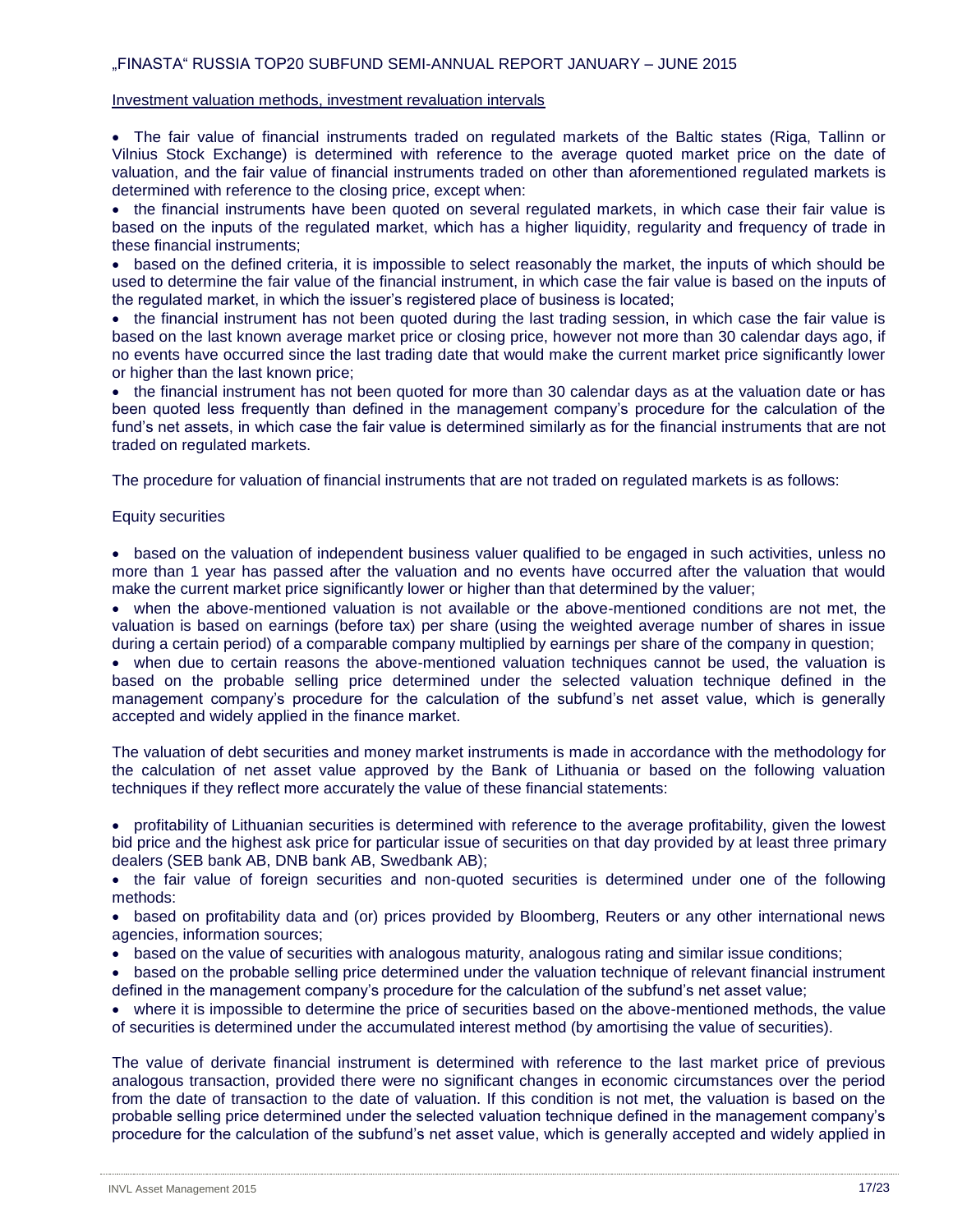Investment valuation methods, investment revaluation intervals

- The fair value of financial instruments traded on regulated markets of the Baltic states (Riga, Tallinn or Vilnius Stock Exchange) is determined with reference to the average quoted market price on the date of valuation, and the fair value of financial instruments traded on other than aforementioned regulated markets is determined with reference to the closing price, except when:
- the financial instruments have been quoted on several regulated markets, in which case their fair value is based on the inputs of the regulated market, which has a higher liquidity, regularity and frequency of trade in these financial instruments;
- based on the defined criteria, it is impossible to select reasonably the market, the inputs of which should be used to determine the fair value of the financial instrument, in which case the fair value is based on the inputs of the regulated market, in which the issuer's registered place of business is located;
- the financial instrument has not been quoted during the last trading session, in which case the fair value is based on the last known average market price or closing price, however not more than 30 calendar days ago, if no events have occurred since the last trading date that would make the current market price significantly lower or higher than the last known price;
- the financial instrument has not been quoted for more than 30 calendar days as at the valuation date or has been quoted less frequently than defined in the management company's procedure for the calculation of the fund's net assets, in which case the fair value is determined similarly as for the financial instruments that are not traded on regulated markets.

The procedure for valuation of financial instruments that are not traded on regulated markets is as follows:

Equity securities

- based on the valuation of independent business valuer qualified to be engaged in such activities, unless no more than 1 year has passed after the valuation and no events have occurred after the valuation that would make the current market price significantly lower or higher than that determined by the valuer;
- when the above-mentioned valuation is not available or the above-mentioned conditions are not met, the valuation is based on earnings (before tax) per share (using the weighted average number of shares in issue during a certain period) of a comparable company multiplied by earnings per share of the company in question;
- when due to certain reasons the above-mentioned valuation techniques cannot be used, the valuation is based on the probable selling price determined under the selected valuation technique defined in the management company's procedure for the calculation of the subfund's net asset value, which is generally accepted and widely applied in the finance market.

The valuation of debt securities and money market instruments is made in accordance with the methodology for the calculation of net asset value approved by the Bank of Lithuania or based on the following valuation techniques if they reflect more accurately the value of these financial statements:

- profitability of Lithuanian securities is determined with reference to the average profitability, given the lowest bid price and the highest ask price for particular issue of securities on that day provided by at least three primary dealers (SEB bank AB, DNB bank AB, Swedbank AB);
- the fair value of foreign securities and non-quoted securities is determined under one of the following methods:
- based on profitability data and (or) prices provided by Bloomberg, Reuters or any other international news agencies, information sources;
- based on the value of securities with analogous maturity, analogous rating and similar issue conditions;
- based on the probable selling price determined under the valuation technique of relevant financial instrument defined in the management company's procedure for the calculation of the subfund's net asset value;
- where it is impossible to determine the price of securities based on the above-mentioned methods, the value of securities is determined under the accumulated interest method (by amortising the value of securities).

The value of derivate financial instrument is determined with reference to the last market price of previous analogous transaction, provided there were no significant changes in economic circumstances over the period from the date of transaction to the date of valuation. If this condition is not met, the valuation is based on the probable selling price determined under the selected valuation technique defined in the management company's procedure for the calculation of the subfund's net asset value, which is generally accepted and widely applied in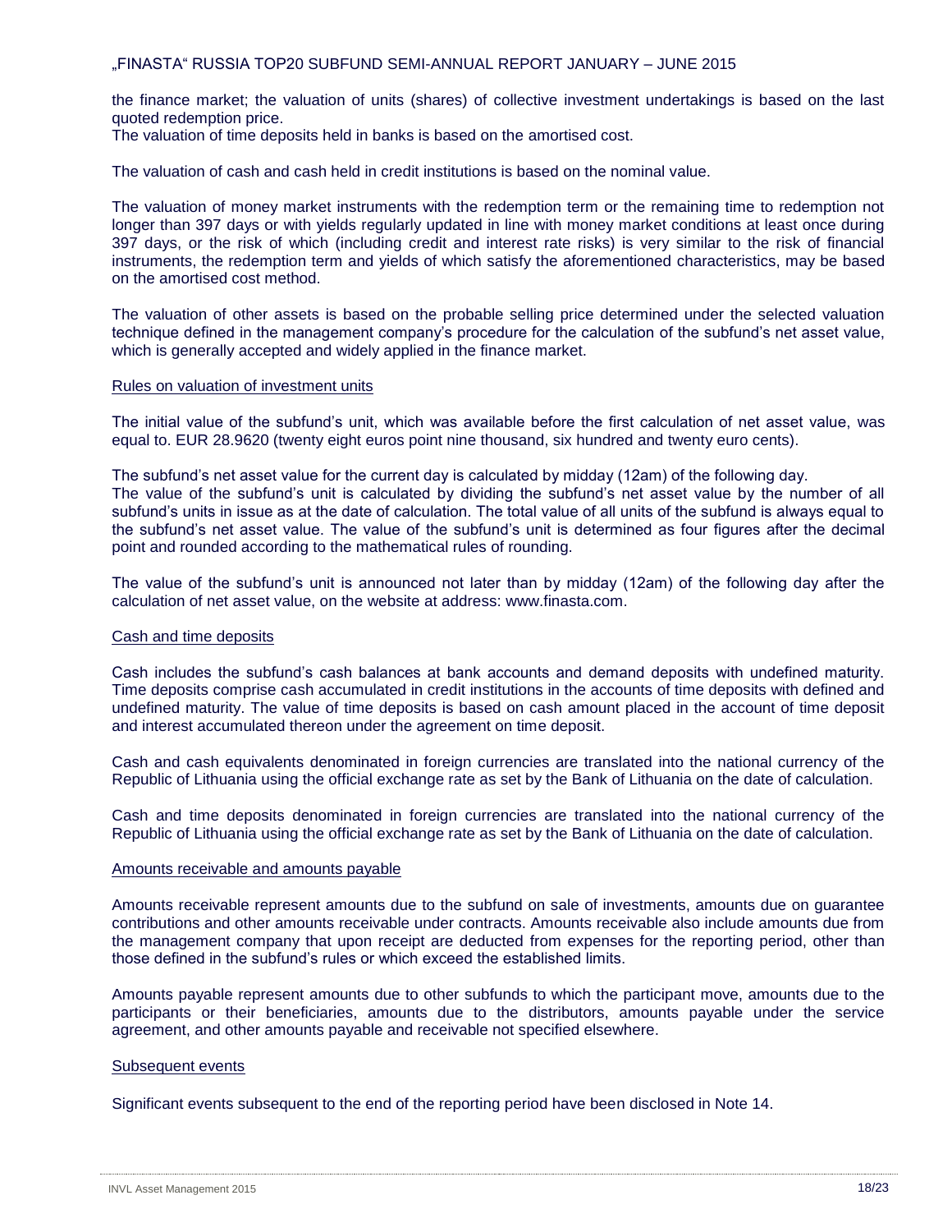the finance market; the valuation of units (shares) of collective investment undertakings is based on the last quoted redemption price.
The valuation of time deposits held in banks is based on the amortised cost.

The valuation of cash and cash held in credit institutions is based on the nominal value.

The valuation of money market instruments with the redemption term or the remaining time to redemption not longer than 397 days or with yields regularly updated in line with money market conditions at least once during 397 days, or the risk of which (including credit and interest rate risks) is very similar to the risk of financial instruments, the redemption term and yields of which satisfy the aforementioned characteristics, may be based on the amortised cost method.

The valuation of other assets is based on the probable selling price determined under the selected valuation technique defined in the management company's procedure for the calculation of the subfund's net asset value, which is generally accepted and widely applied in the finance market.

Rules on valuation of investment units

The initial value of the subfund's unit, which was available before the first calculation of net asset value, was equal to. EUR 28.9620 (twenty eight euros point nine thousand, six hundred and twenty euro cents).

The subfund's net asset value for the current day is calculated by midday (12am) of the following day.
The value of the subfund's unit is calculated by dividing the subfund's net asset value by the number of all subfund's units in issue as at the date of calculation. The total value of all units of the subfund is always equal to the subfund's net asset value. The value of the subfund's unit is determined as four figures after the decimal point and rounded according to the mathematical rules of rounding.

The value of the subfund's unit is announced not later than by midday (12am) of the following day after the calculation of net asset value, on the website at address: www.finasta.com.

Cash and time deposits

Cash includes the subfund's cash balances at bank accounts and demand deposits with undefined maturity. Time deposits comprise cash accumulated in credit institutions in the accounts of time deposits with defined and undefined maturity. The value of time deposits is based on cash amount placed in the account of time deposit and interest accumulated thereon under the agreement on time deposit.

Cash and cash equivalents denominated in foreign currencies are translated into the national currency of the Republic of Lithuania using the official exchange rate as set by the Bank of Lithuania on the date of calculation.

Cash and time deposits denominated in foreign currencies are translated into the national currency of the Republic of Lithuania using the official exchange rate as set by the Bank of Lithuania on the date of calculation.

Amounts receivable and amounts payable

Amounts receivable represent amounts due to the subfund on sale of investments, amounts due on guarantee contributions and other amounts receivable under contracts. Amounts receivable also include amounts due from the management company that upon receipt are deducted from expenses for the reporting period, other than those defined in the subfund's rules or which exceed the established limits.

Amounts payable represent amounts due to other subfunds to which the participant move, amounts due to the participants or their beneficiaries, amounts due to the distributors, amounts payable under the service agreement, and other amounts payable and receivable not specified elsewhere.

Subsequent events

Significant events subsequent to the end of the reporting period have been disclosed in Note 14.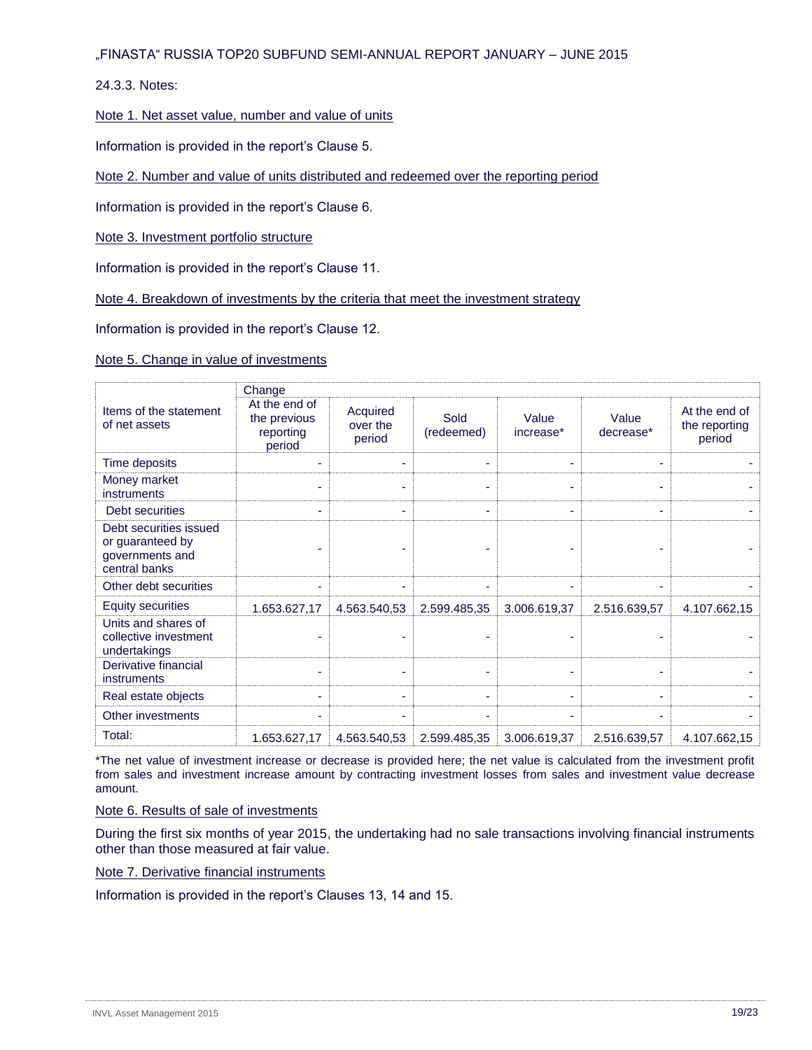24.3.3. Notes:

Note 1. Net asset value, number and value of units

Information is provided in the report's Clause 5.

Note 2. Number and value of units distributed and redeemed over the reporting period

Information is provided in the report's Clause 6.

Note 3. Investment portfolio structure

Information is provided in the report's Clause 11.

Note 4. Breakdown of investments by the criteria that meet the investment strategy

Information is provided in the report's Clause 12.

Note 5. Change in value of investments

| Items of the statement of net assets | Change | | | | | |
|---|---|---|---|---|---|---|
| | At the end of the previous reporting period | Acquired over the period | Sold (redeemed) | Value increase* | Value decrease* | At the end of the reporting period |
| Time deposits | - | - | - | - | - | - |
| Money market instruments | - | - | - | - | - | - |
| Debt securities | - | - | - | - | - | - |
| Debt securities issued or guaranteed by governments and central banks | - | - | - | - | - | - |
| Other debt securities | - | - | - | - | - | - |
| Equity securities | 1.653.627,17 | 4.563.540,53 | 2.599.485,35 | 3.006.619,37 | 2.516.639,57 | 4.107.662,15 |
| Units and shares of collective investment undertakings | - | - | - | - | - | - |
| Derivative financial instruments | - | - | - | - | - | - |
| Real estate objects | - | - | - | - | - | - |
| Other investments | - | - | - | - | - | - |
| Total: | 1.653.627,17 | 4.563.540,53 | 2.599.485,35 | 3.006.619,37 | 2.516.639,57 | 4.107.662,15 |

*The net value of investment increase or decrease is provided here; the net value is calculated from the investment profit from sales and investment increase amount by contracting investment losses from sales and investment value decrease amount.

Note 6. Results of sale of investments

During the first six months of year 2015, the undertaking had no sale transactions involving financial instruments other than those measured at fair value.

Note 7. Derivative financial instruments

Information is provided in the report's Clauses 13, 14 and 15.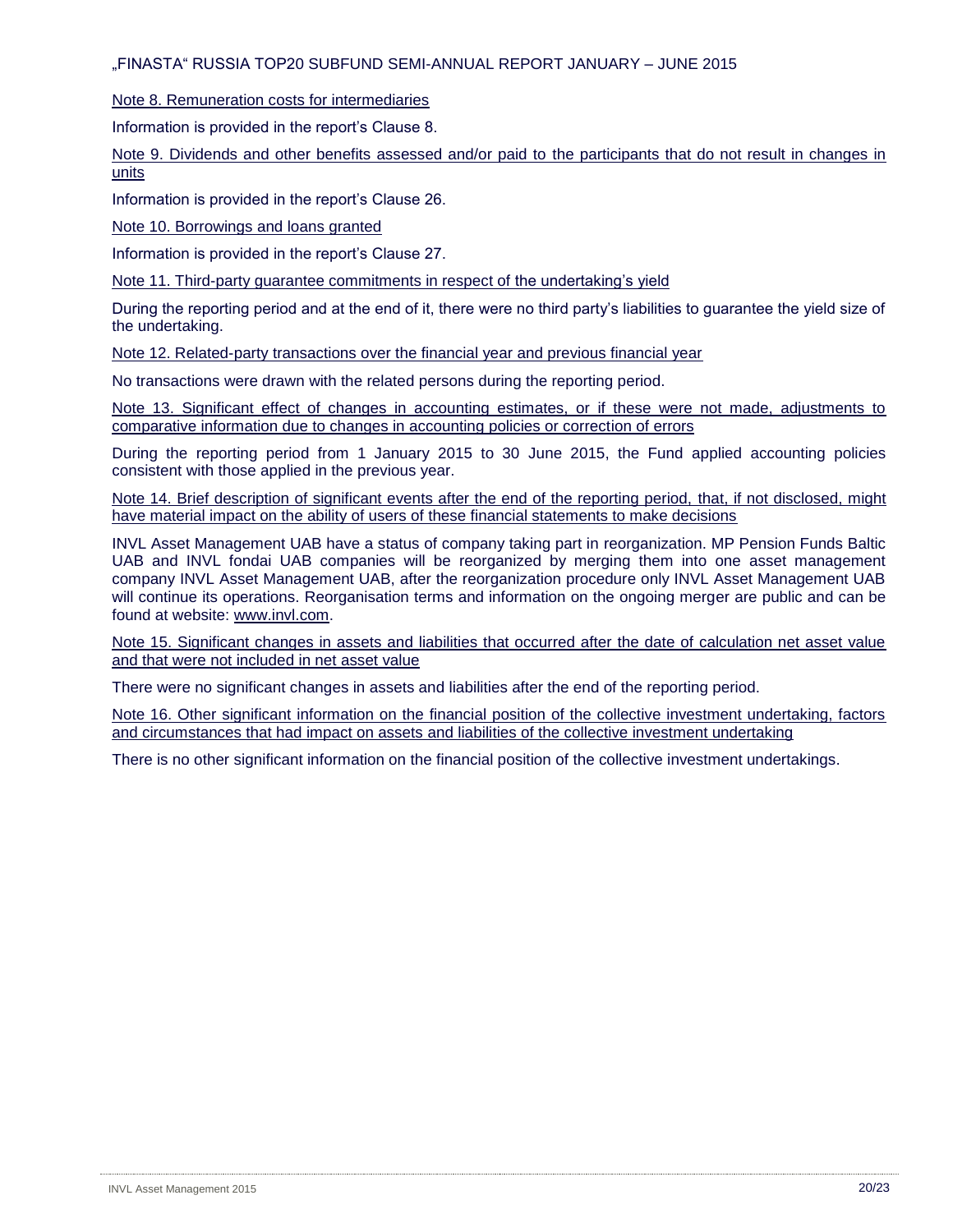Note 8. Remuneration costs for intermediaries

Information is provided in the report's Clause 8.

Note 9. Dividends and other benefits assessed and/or paid to the participants that do not result in changes in units

Information is provided in the report's Clause 26.

Note 10. Borrowings and loans granted

Information is provided in the report's Clause 27.

Note 11. Third-party guarantee commitments in respect of the undertaking's yield

During the reporting period and at the end of it, there were no third party's liabilities to guarantee the yield size of the undertaking.

Note 12. Related-party transactions over the financial year and previous financial year

No transactions were drawn with the related persons during the reporting period.

Note 13. Significant effect of changes in accounting estimates, or if these were not made, adjustments to comparative information due to changes in accounting policies or correction of errors

During the reporting period from 1 January 2015 to 30 June 2015, the Fund applied accounting policies consistent with those applied in the previous year.

Note 14. Brief description of significant events after the end of the reporting period, that, if not disclosed, might have material impact on the ability of users of these financial statements to make decisions

INVL Asset Management UAB have a status of company taking part in reorganization. MP Pension Funds Baltic UAB and INVL fondai UAB companies will be reorganized by merging them into one asset management company INVL Asset Management UAB, after the reorganization procedure only INVL Asset Management UAB will continue its operations. Reorganisation terms and information on the ongoing merger are public and can be found at website: www.invl.com.

Note 15. Significant changes in assets and liabilities that occurred after the date of calculation net asset value and that were not included in net asset value

There were no significant changes in assets and liabilities after the end of the reporting period.

Note 16. Other significant information on the financial position of the collective investment undertaking, factors and circumstances that had impact on assets and liabilities of the collective investment undertaking

There is no other significant information on the financial position of the collective investment undertakings.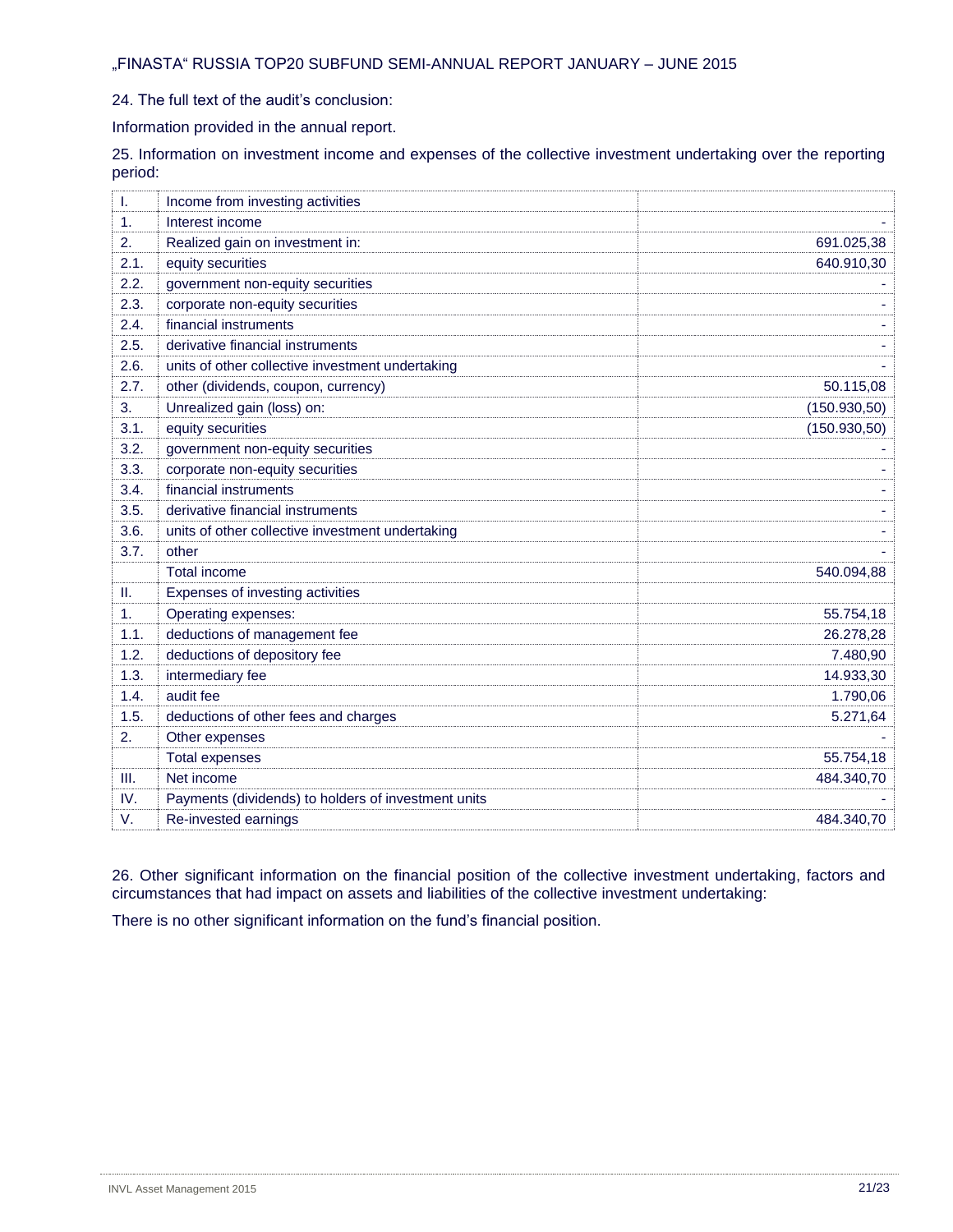24. The full text of the audit's conclusion:

Information provided in the annual report.

25. Information on investment income and expenses of the collective investment undertaking over the reporting period:

| | | |
|---|---|---|
| I. | Income from investing activities | |
| 1. | Interest income | - |
| 2. | Realized gain on investment in: | 691.025,38 |
| 2.1. | equity securities | 640.910,30 |
| 2.2. | government non-equity securities | - |
| 2.3. | corporate non-equity securities | - |
| 2.4. | financial instruments | - |
| 2.5. | derivative financial instruments | - |
| 2.6. | units of other collective investment undertaking | - |
| 2.7. | other (dividends, coupon, currency) | 50.115,08 |
| 3. | Unrealized gain (loss) on: | (150.930,50) |
| 3.1. | equity securities | (150.930,50) |
| 3.2. | government non-equity securities | - |
| 3.3. | corporate non-equity securities | - |
| 3.4. | financial instruments | - |
| 3.5. | derivative financial instruments | - |
| 3.6. | units of other collective investment undertaking | - |
| 3.7. | other | - |
| | Total income | 540.094,88 |
| II. | Expenses of investing activities | |
| 1. | Operating expenses: | 55.754,18 |
| 1.1. | deductions of management fee | 26.278,28 |
| 1.2. | deductions of depository fee | 7.480,90 |
| 1.3. | intermediary fee | 14.933,30 |
| 1.4. | audit fee | 1.790,06 |
| 1.5. | deductions of other fees and charges | 5.271,64 |
| 2. | Other expenses | - |
| | Total expenses | 55.754,18 |
| III. | Net income | 484.340,70 |
| IV. | Payments (dividends) to holders of investment units | - |
| V. | Re-invested earnings | 484.340,70 |

26. Other significant information on the financial position of the collective investment undertaking, factors and circumstances that had impact on assets and liabilities of the collective investment undertaking:

There is no other significant information on the fund's financial position.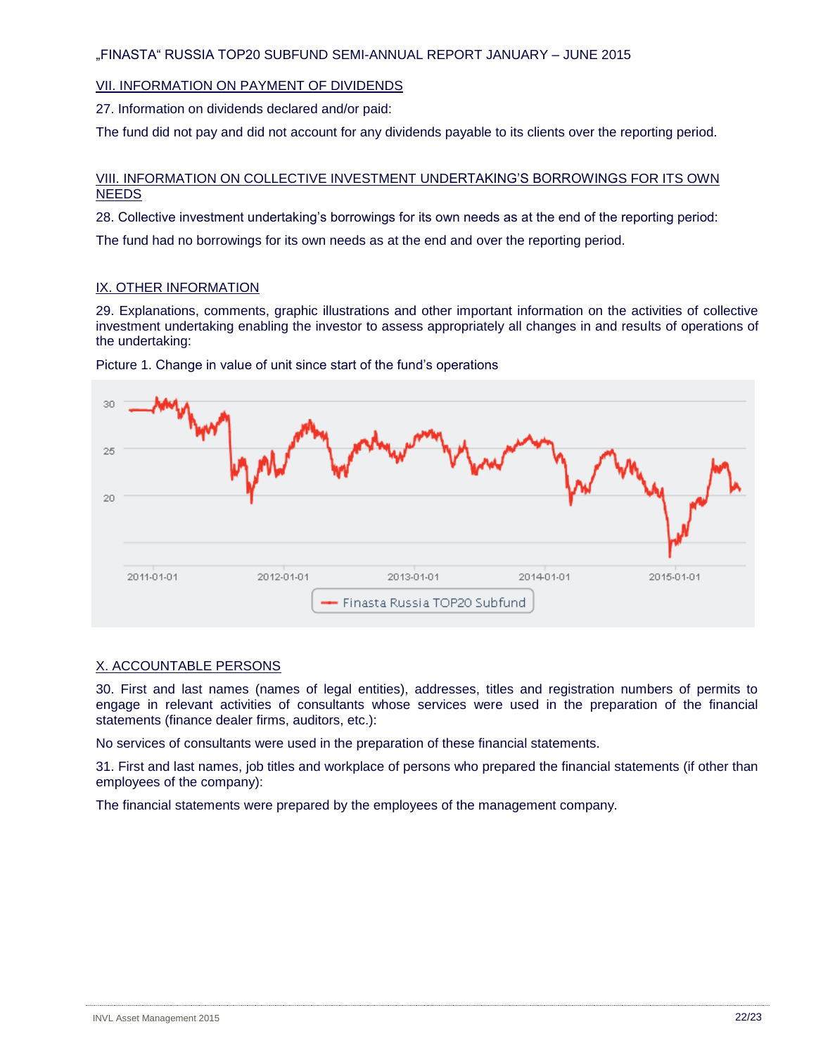## VII. INFORMATION ON PAYMENT OF DIVIDENDS

27. Information on dividends declared and/or paid:

The fund did not pay and did not account for any dividends payable to its clients over the reporting period.

## VIII. INFORMATION ON COLLECTIVE INVESTMENT UNDERTAKING'S BORROWINGS FOR ITS OWN NEEDS

28. Collective investment undertaking's borrowings for its own needs as at the end of the reporting period:

The fund had no borrowings for its own needs as at the end and over the reporting period.

## IX. OTHER INFORMATION

29. Explanations, comments, graphic illustrations and other important information on the activities of collective investment undertaking enabling the investor to assess appropriately all changes in and results of operations of the undertaking:

Picture 1. Change in value of unit since start of the fund's operations

## X. ACCOUNTABLE PERSONS

30. First and last names (names of legal entities), addresses, titles and registration numbers of permits to engage in relevant activities of consultants whose services were used in the preparation of the financial statements (finance dealer firms, auditors, etc.):

No services of consultants were used in the preparation of these financial statements.

31. First and last names, job titles and workplace of persons who prepared the financial statements (if other than employees of the company):

The financial statements were prepared by the employees of the management company.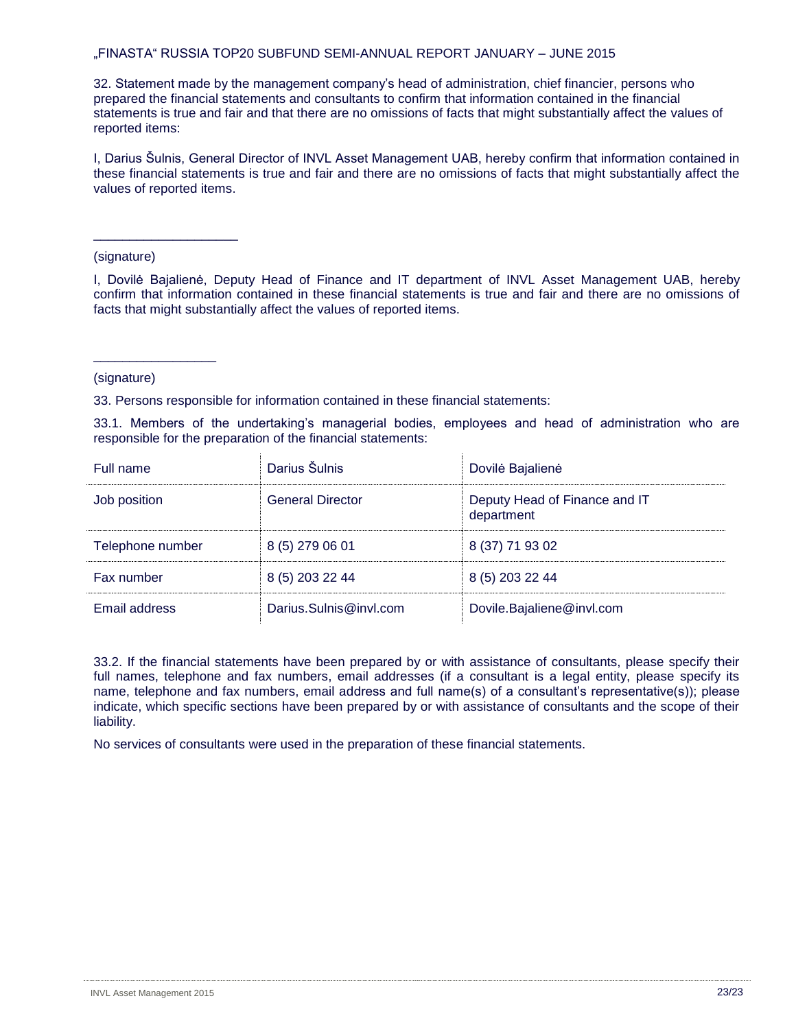32. Statement made by the management company's head of administration, chief financier, persons who prepared the financial statements and consultants to confirm that information contained in the financial statements is true and fair and that there are no omissions of facts that might substantially affect the values of reported items:

I, Darius Šulnis, General Director of INVL Asset Management UAB, hereby confirm that information contained in these financial statements is true and fair and there are no omissions of facts that might substantially affect the values of reported items.

\_\_\_\_\_\_\_\_\_\_\_\_\_\_\_\_\_\_\_\_

(signature)

I, Dovilė Bajalienė, Deputy Head of Finance and IT department of INVL Asset Management UAB, hereby confirm that information contained in these financial statements is true and fair and there are no omissions of facts that might substantially affect the values of reported items.

\_\_\_\_\_\_\_\_\_\_\_\_\_\_\_\_\_

(signature)

33. Persons responsible for information contained in these financial statements:

33.1. Members of the undertaking's managerial bodies, employees and head of administration who are responsible for the preparation of the financial statements:

| Full name | Darius Šulnis | Dovilė Bajalienė |
|---|---|---|
| Job position | General Director | Deputy Head of Finance and IT department |
| Telephone number | 8 (5) 279 06 01 | 8 (37) 71 93 02 |
| Fax number | 8 (5) 203 22 44 | 8 (5) 203 22 44 |
| Email address | Darius.Sulnis@invl.com | Dovile.Bajaliene@invl.com |

33.2. If the financial statements have been prepared by or with assistance of consultants, please specify their full names, telephone and fax numbers, email addresses (if a consultant is a legal entity, please specify its name, telephone and fax numbers, email address and full name(s) of a consultant's representative(s)); please indicate, which specific sections have been prepared by or with assistance of consultants and the scope of their liability.

No services of consultants were used in the preparation of these financial statements.